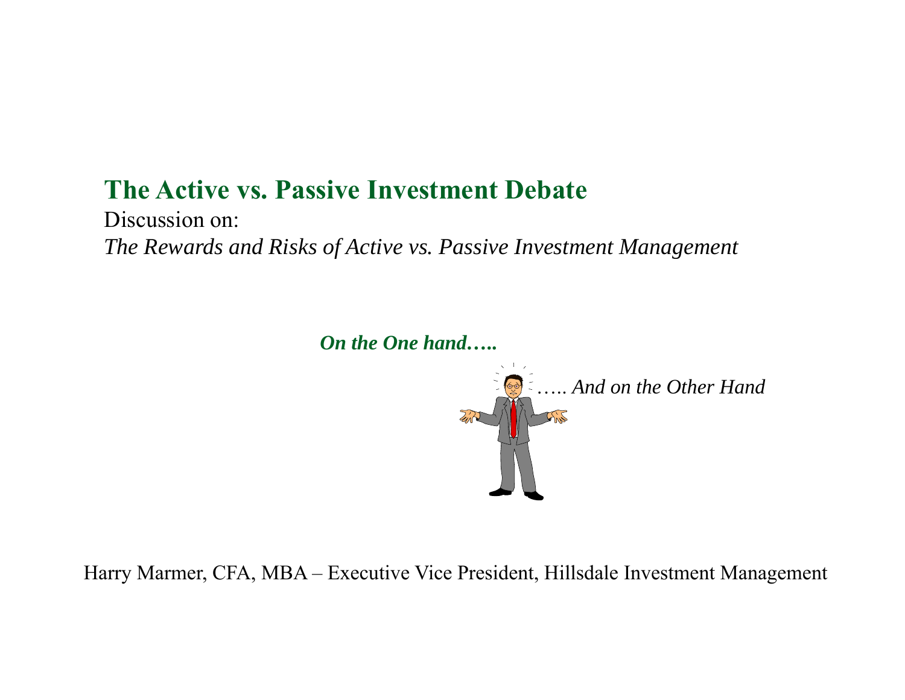# The Active vs. Passive Investment Debate

Discussion on:

*The Rewards and Risks of Active vs. Passive Investment Management*

***On the One hand…..***

*….. And on the Other Hand*

Harry Marmer, CFA, MBA – Executive Vice President, Hillsdale Investment Management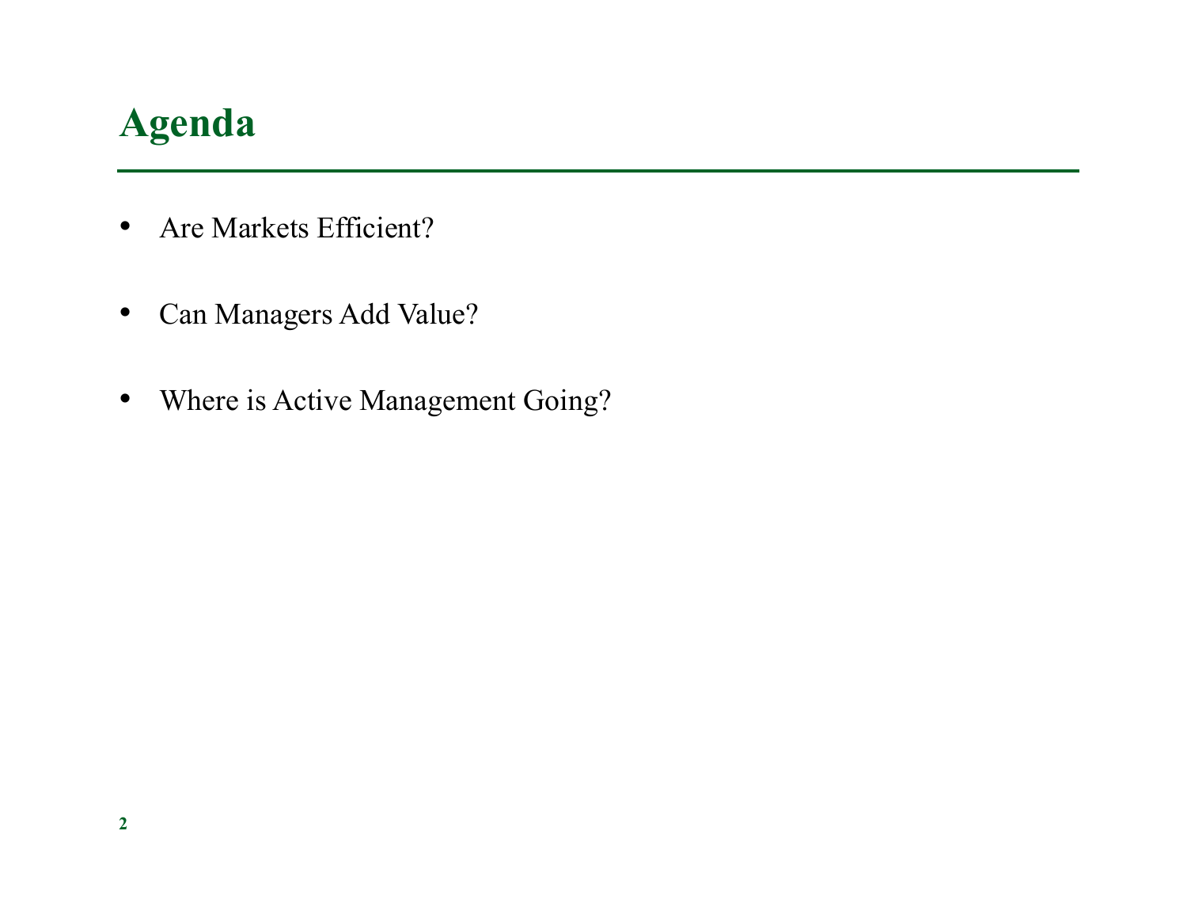# Agenda

- Are Markets Efficient?
- Can Managers Add Value?
- Where is Active Management Going?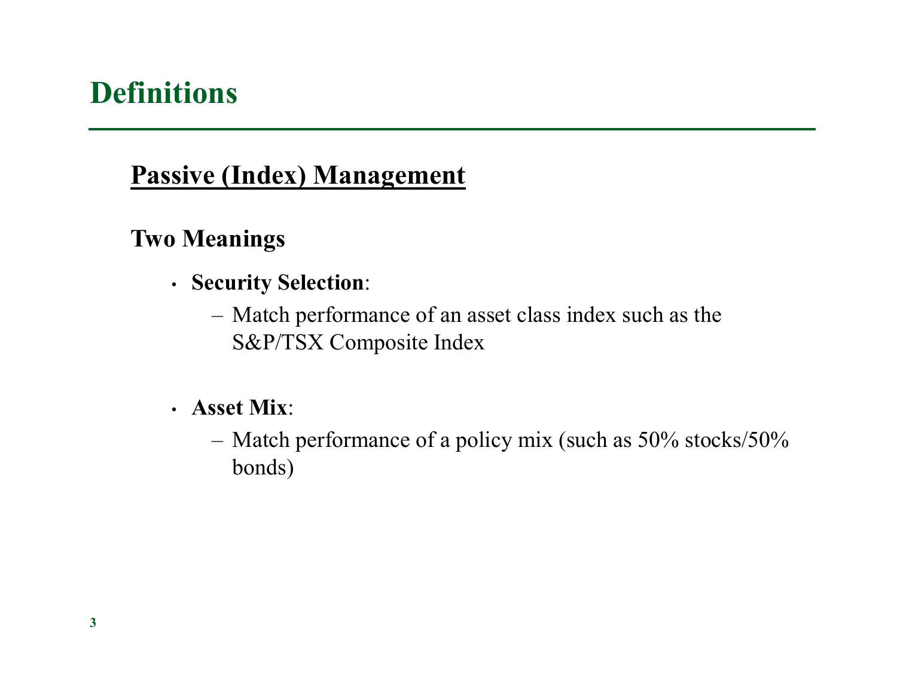# Definitions

## Passive (Index) Management

### Two Meanings

- **Security Selection**:
  - Match performance of an asset class index such as the S&P/TSX Composite Index

- **Asset Mix**:
  - Match performance of a policy mix (such as 50% stocks/50% bonds)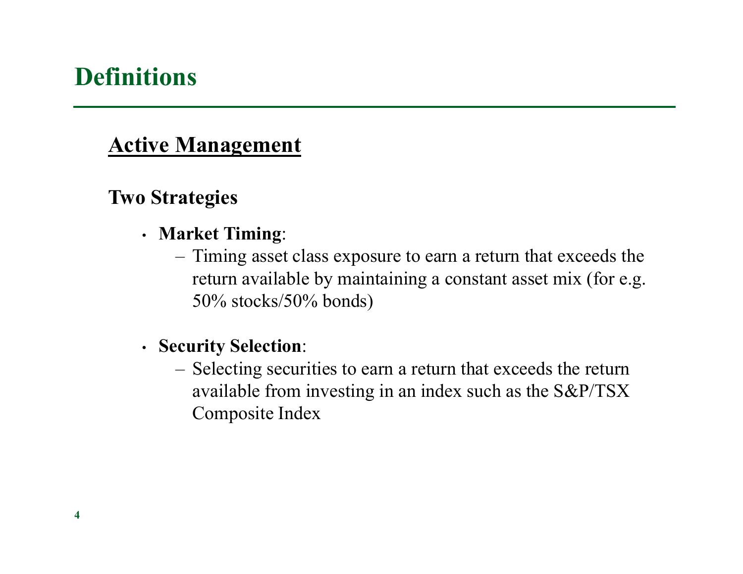# Definitions

## Active Management

### Two Strategies

- **Market Timing**:
  - Timing asset class exposure to earn a return that exceeds the return available by maintaining a constant asset mix (for e.g. 50% stocks/50% bonds)

- **Security Selection**:
  - Selecting securities to earn a return that exceeds the return available from investing in an index such as the S&P/TSX Composite Index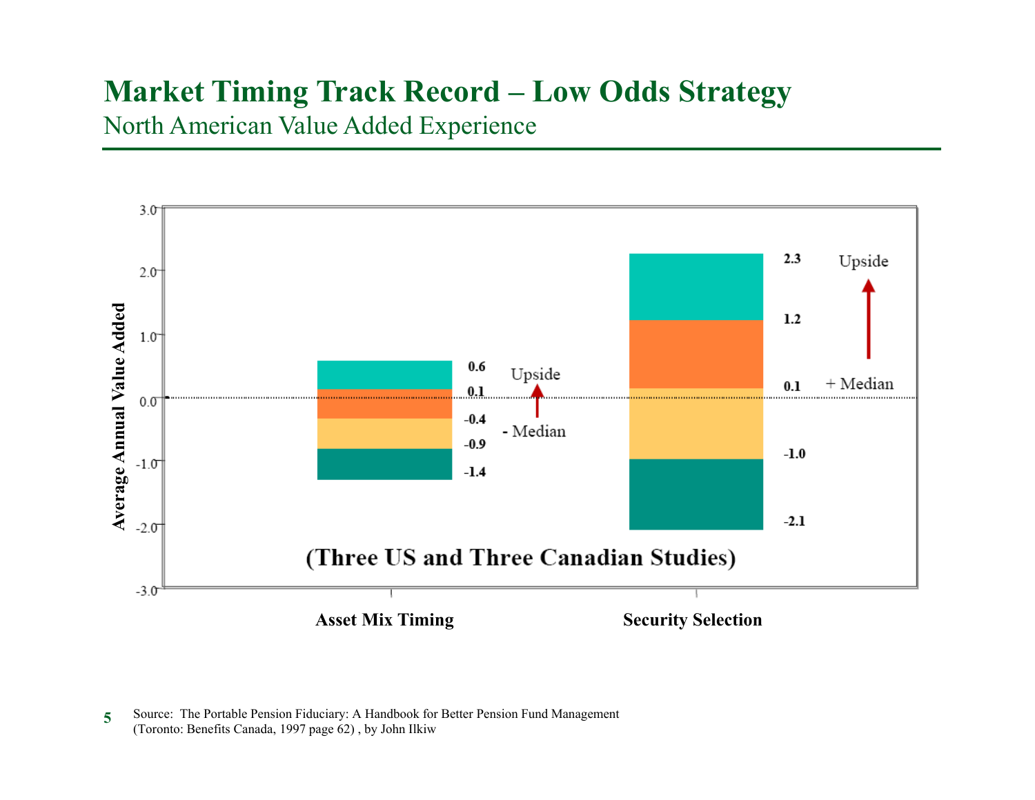# Market Timing Track Record – Low Odds Strategy

## North American Value Added Experience

Average Annual Value Added

(Three US and Three Canadian Studies)

| | Asset Mix Timing | Security Selection |
|---|---|---|
| Top | 0.6 | 2.3 |
| Upside | 0.1 | 1.2 |
| Median | -0.4 (- Median) | 0.1 (+ Median) |
| | -0.9 | -1.0 |
| Bottom | -1.4 | -2.1 |

Source: The Portable Pension Fiduciary: A Handbook for Better Pension Fund Management (Toronto: Benefits Canada, 1997 page 62) , by John Ilkiw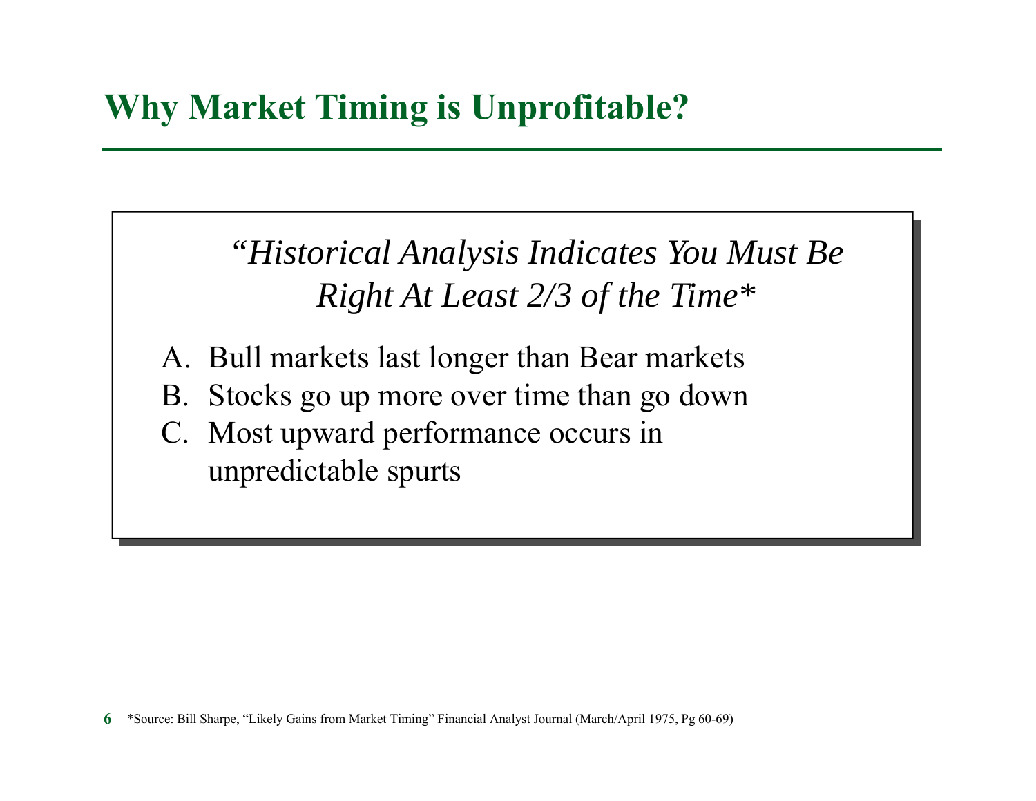# Why Market Timing is Unprofitable?

*"Historical Analysis Indicates You Must Be Right At Least 2/3 of the Time**

A. Bull markets last longer than Bear markets
B. Stocks go up more over time than go down
C. Most upward performance occurs in unpredictable spurts

*Source: Bill Sharpe, "Likely Gains from Market Timing" Financial Analyst Journal (March/April 1975, Pg 60-69)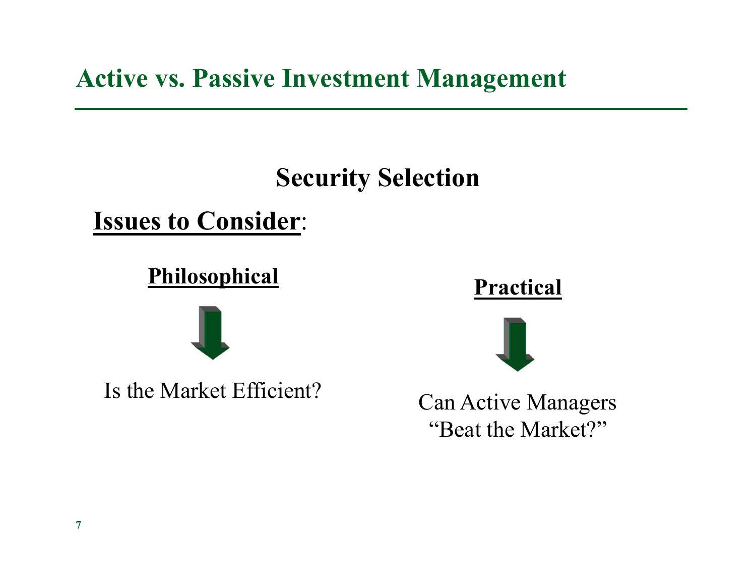# Active vs. Passive Investment Management

## Security Selection

**Issues to Consider**:

**Philosophical**

Is the Market Efficient?

**Practical**

Can Active Managers "Beat the Market?"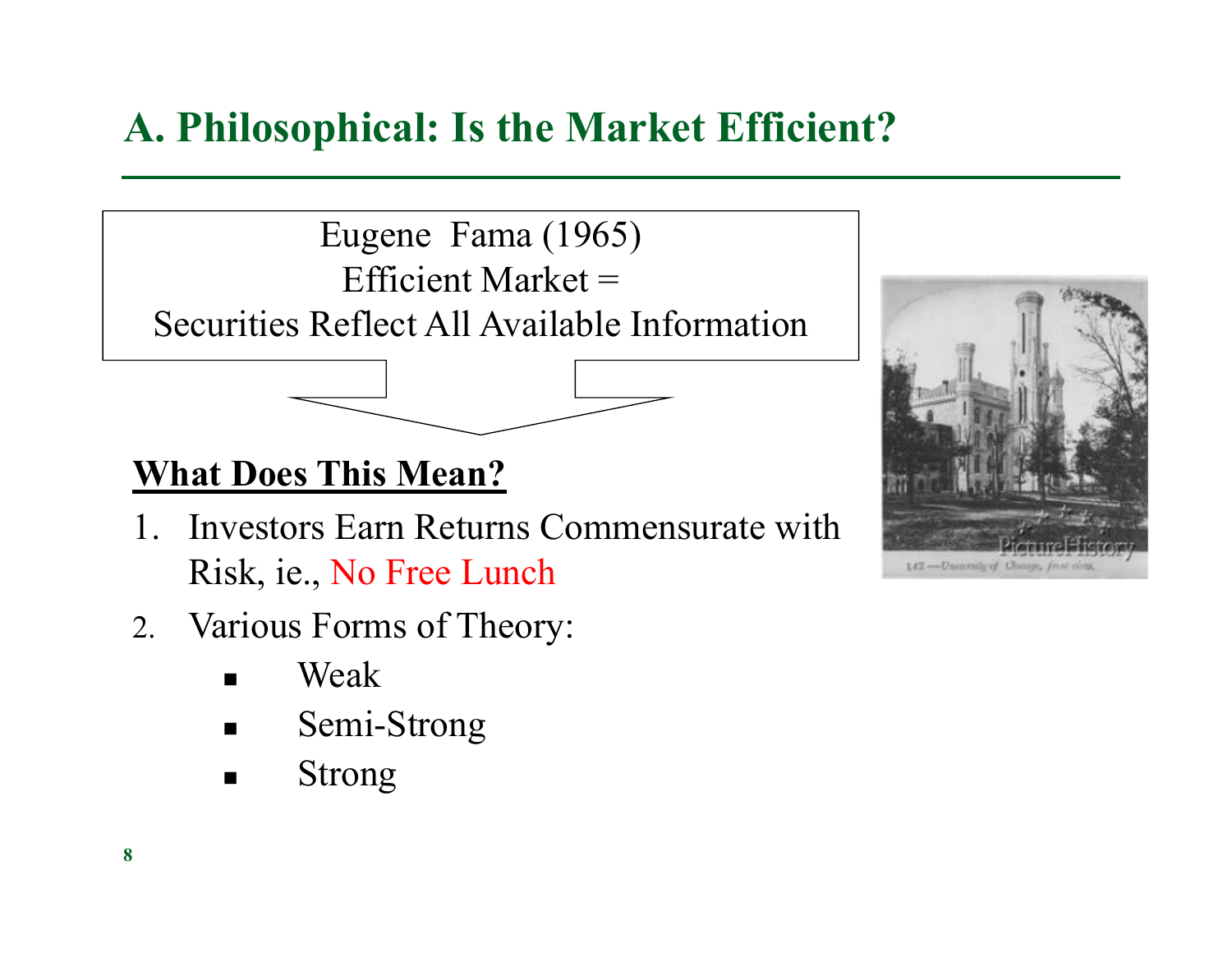# A. Philosophical: Is the Market Efficient?

Eugene Fama (1965)
Efficient Market =
Securities Reflect All Available Information

**What Does This Mean?**

1. Investors Earn Returns Commensurate with Risk, ie., No Free Lunch
2. Various Forms of Theory:
   - Weak
   - Semi-Strong
   - Strong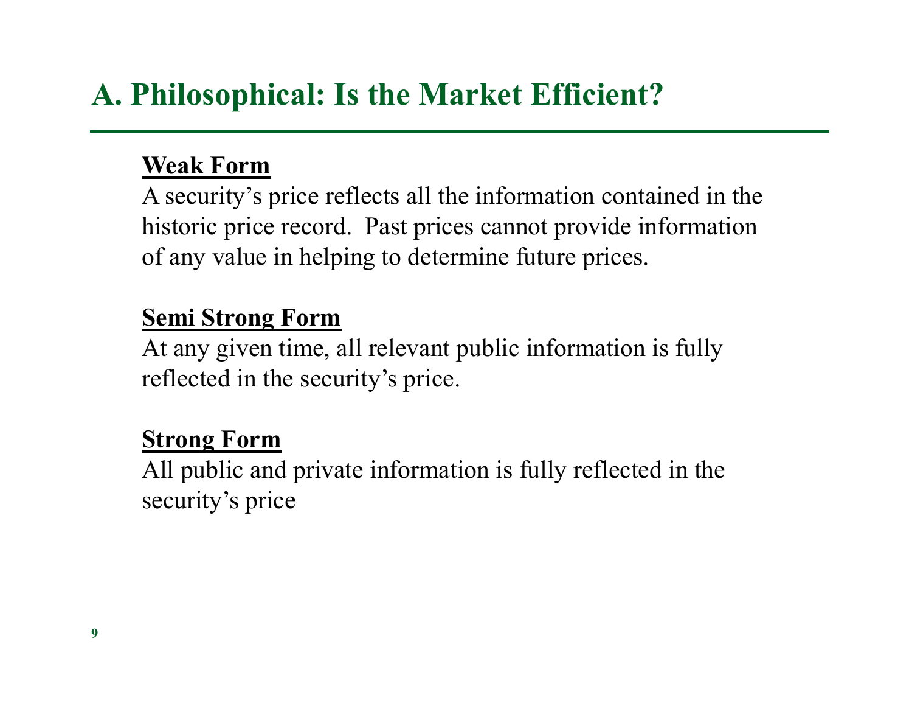## A. Philosophical: Is the Market Efficient?

**Weak Form**

A security's price reflects all the information contained in the historic price record. Past prices cannot provide information of any value in helping to determine future prices.

**Semi Strong Form**

At any given time, all relevant public information is fully reflected in the security's price.

**Strong Form**

All public and private information is fully reflected in the security's price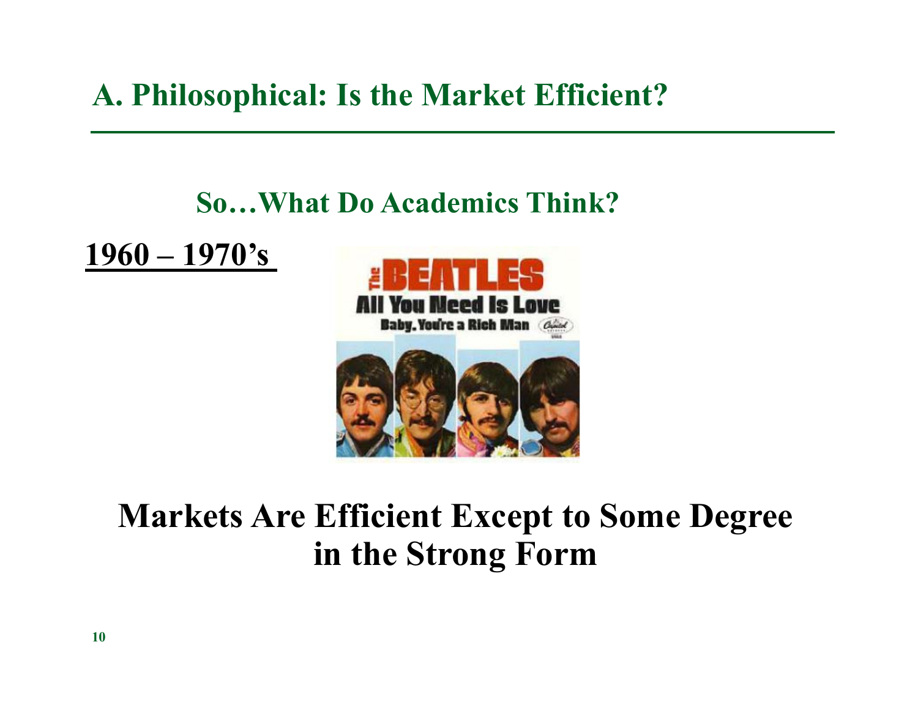# A. Philosophical: Is the Market Efficient?

## So…What Do Academics Think?

**<u>1960 – 1970's</u>**

## Markets Are Efficient Except to Some Degree in the Strong Form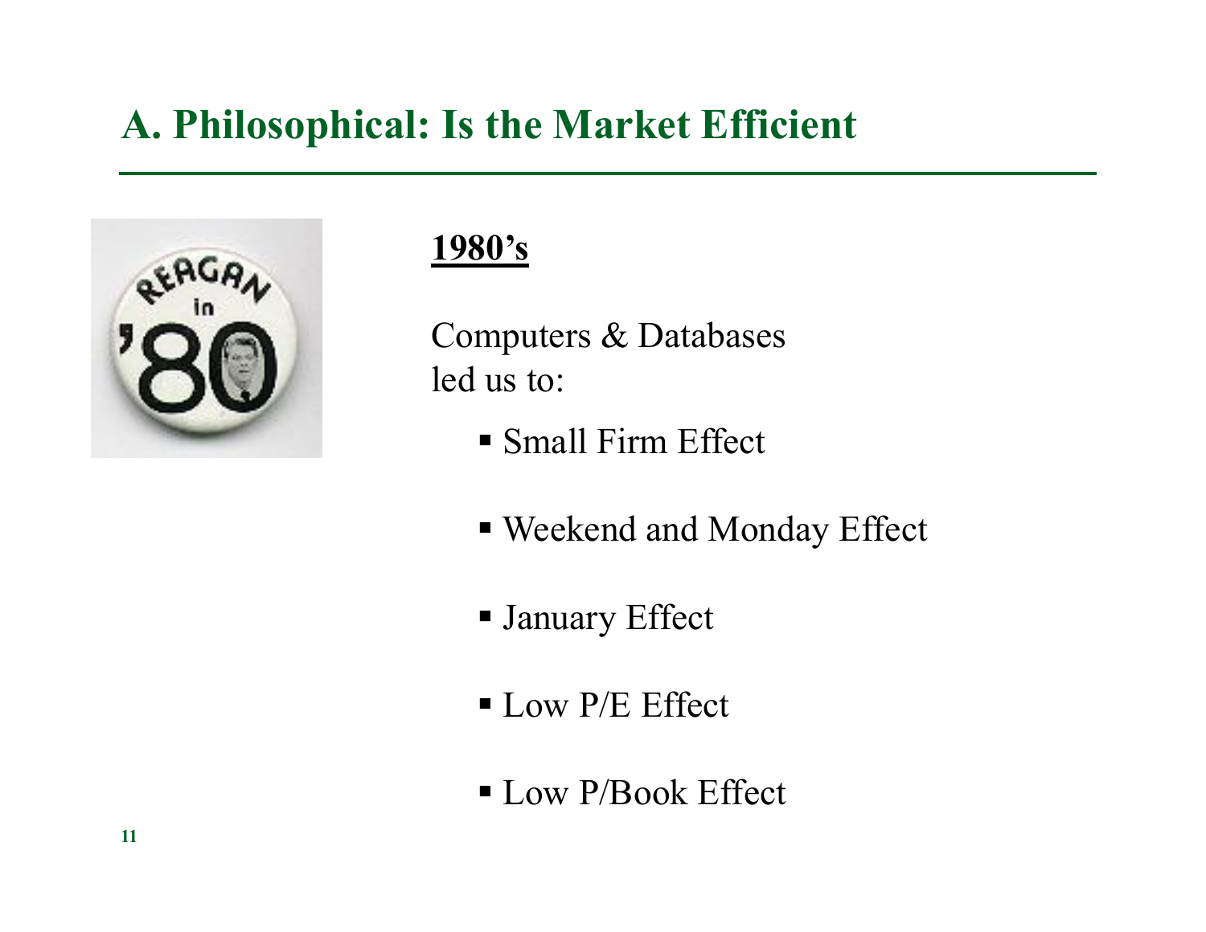# A. Philosophical: Is the Market Efficient

**1980's**

Computers & Databases led us to:

- Small Firm Effect
- Weekend and Monday Effect
- January Effect
- Low P/E Effect
- Low P/Book Effect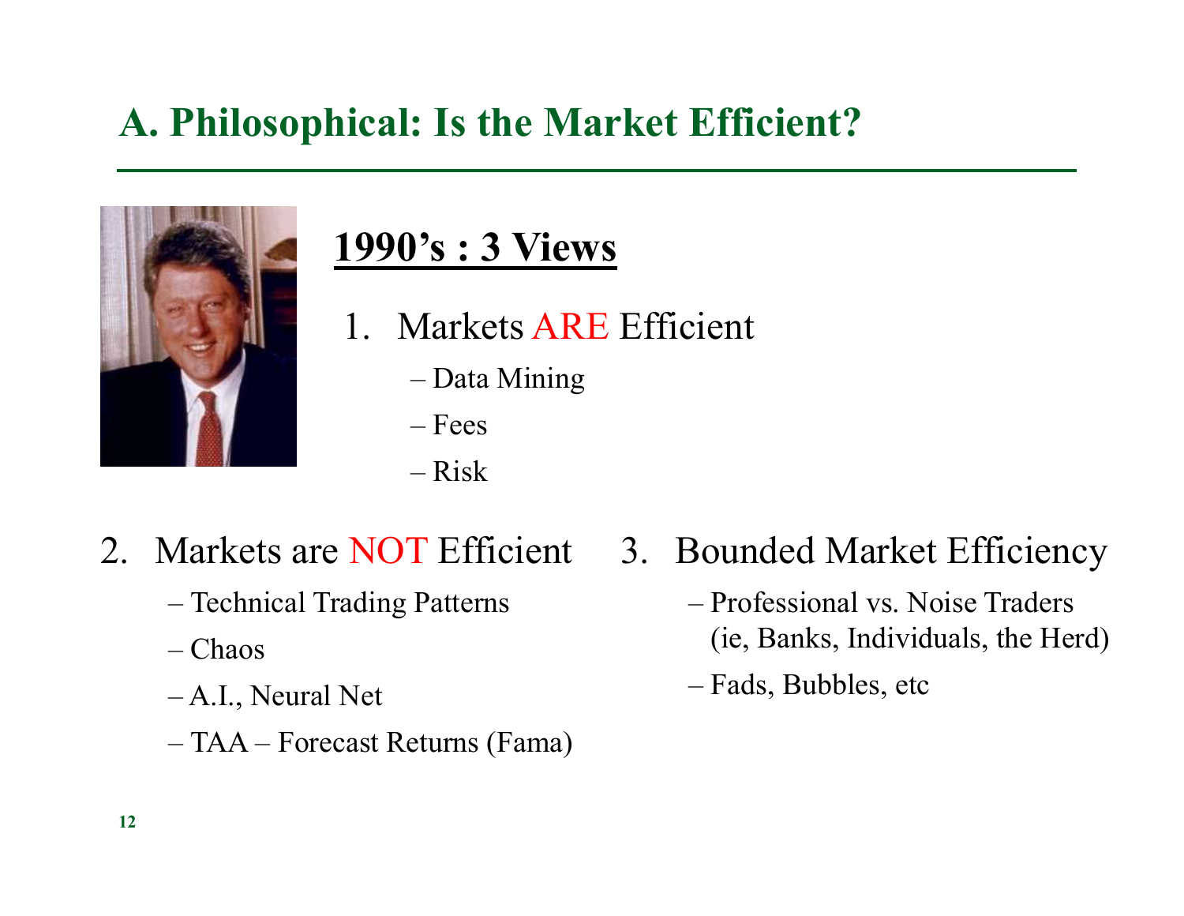# A. Philosophical: Is the Market Efficient?

## 1990's : 3 Views

1. Markets ARE Efficient
   - Data Mining
   - Fees
   - Risk

2. Markets are NOT Efficient
   - Technical Trading Patterns
   - Chaos
   - A.I., Neural Net
   - TAA – Forecast Returns (Fama)

3. Bounded Market Efficiency
   - Professional vs. Noise Traders (ie, Banks, Individuals, the Herd)
   - Fads, Bubbles, etc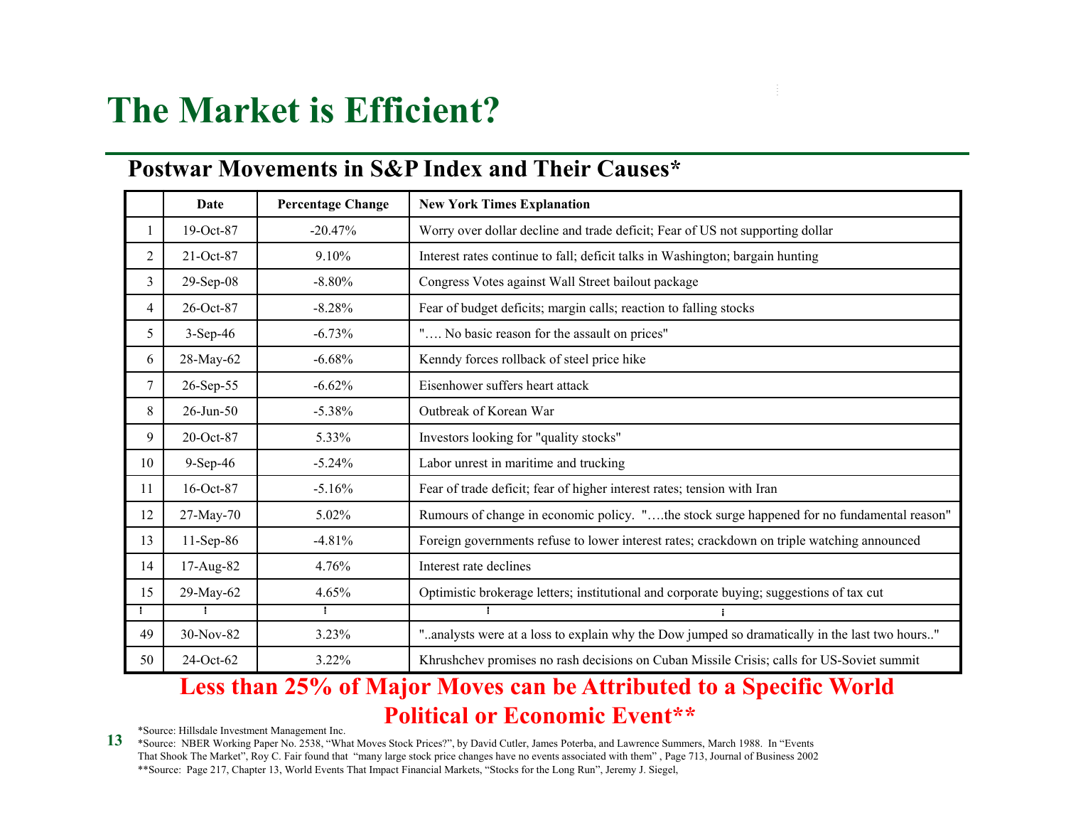# The Market is Efficient?

## Postwar Movements in S&P Index and Their Causes*

| | Date | Percentage Change | New York Times Explanation |
|---|---|---|---|
| 1 | 19-Oct-87 | -20.47% | Worry over dollar decline and trade deficit; Fear of US not supporting dollar |
| 2 | 21-Oct-87 | 9.10% | Interest rates continue to fall; deficit talks in Washington; bargain hunting |
| 3 | 29-Sep-08 | -8.80% | Congress Votes against Wall Street bailout package |
| 4 | 26-Oct-87 | -8.28% | Fear of budget deficits; margin calls; reaction to falling stocks |
| 5 | 3-Sep-46 | -6.73% | "…. No basic reason for the assault on prices" |
| 6 | 28-May-62 | -6.68% | Kenndy forces rollback of steel price hike |
| 7 | 26-Sep-55 | -6.62% | Eisenhower suffers heart attack |
| 8 | 26-Jun-50 | -5.38% | Outbreak of Korean War |
| 9 | 20-Oct-87 | 5.33% | Investors looking for "quality stocks" |
| 10 | 9-Sep-46 | -5.24% | Labor unrest in maritime and trucking |
| 11 | 16-Oct-87 | -5.16% | Fear of trade deficit; fear of higher interest rates; tension with Iran |
| 12 | 27-May-70 | 5.02% | Rumours of change in economic policy. "….the stock surge happened for no fundamental reason" |
| 13 | 11-Sep-86 | -4.81% | Foreign governments refuse to lower interest rates; crackdown on triple watching announced |
| 14 | 17-Aug-82 | 4.76% | Interest rate declines |
| 15 | 29-May-62 | 4.65% | Optimistic brokerage letters; institutional and corporate buying; suggestions of tax cut |
| ⋮ | ⋮ | ⋮ | ⋮ |
| 49 | 30-Nov-82 | 3.23% | "..analysts were at a loss to explain why the Dow jumped so dramatically in the last two hours.." |
| 50 | 24-Oct-62 | 3.22% | Khrushchev promises no rash decisions on Cuban Missile Crisis; calls for US-Soviet summit |

**Less than 25% of Major Moves can be Attributed to a Specific World Political or Economic Event****

*Source: Hillsdale Investment Management Inc.

*Source: NBER Working Paper No. 2538, "What Moves Stock Prices?", by David Cutler, James Poterba, and Lawrence Summers, March 1988. In "Events That Shook The Market", Roy C. Fair found that "many large stock price changes have no events associated with them" , Page 713, Journal of Business 2002

**Source: Page 217, Chapter 13, World Events That Impact Financial Markets, "Stocks for the Long Run", Jeremy J. Siegel,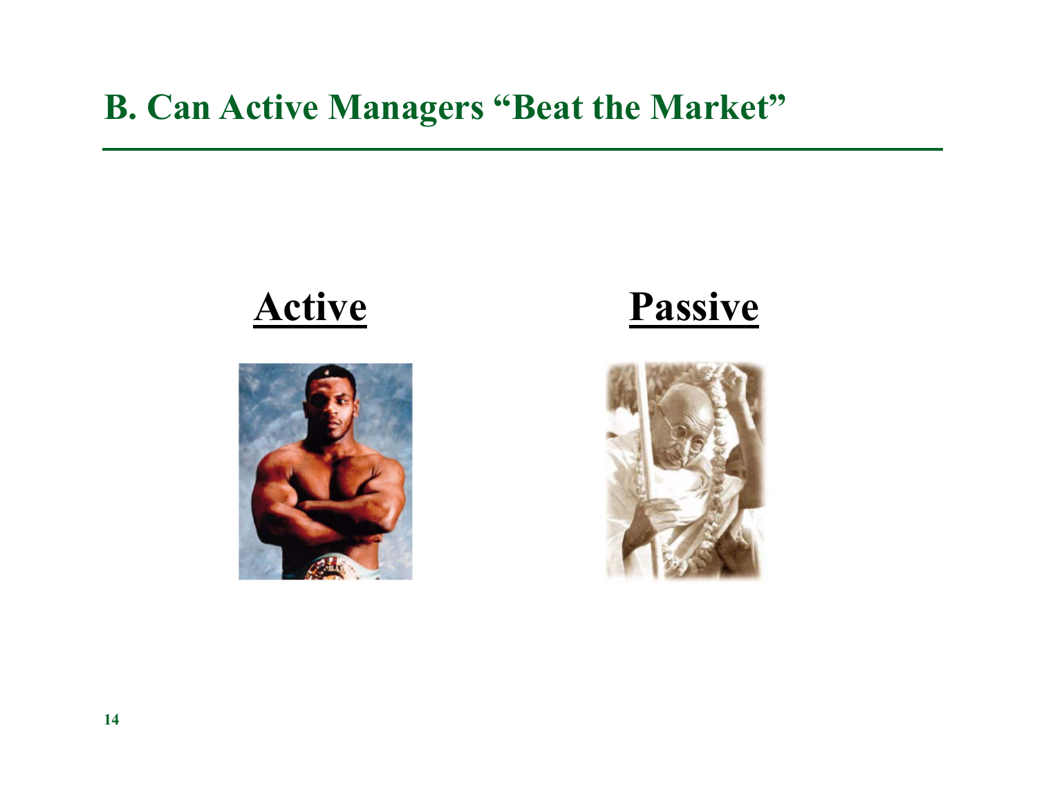# B. Can Active Managers "Beat the Market"

**Active**

**Passive**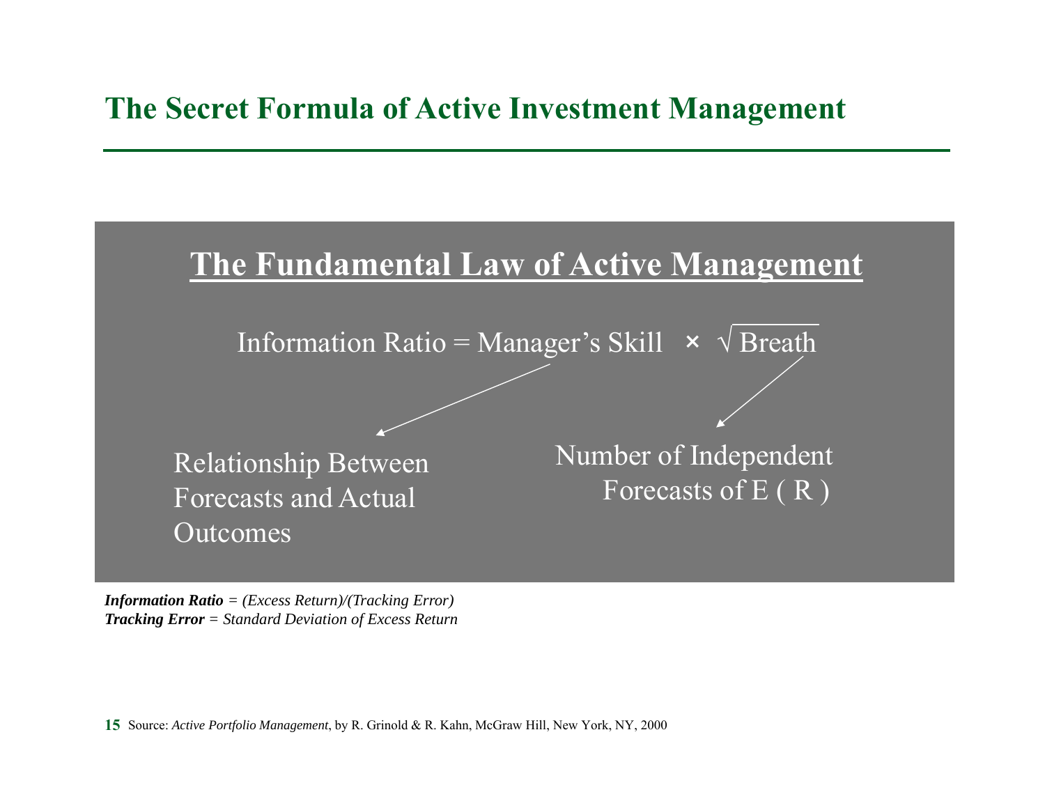# The Secret Formula of Active Investment Management

## The Fundamental Law of Active Management

$$\text{Information Ratio} = \text{Manager's Skill} \times \sqrt{\text{Breath}}$$

Manager's Skill: Relationship Between Forecasts and Actual Outcomes

Breath: Number of Independent Forecasts of E ( R )

***Information Ratio*** *= (Excess Return)/(Tracking Error)*
***Tracking Error*** *= Standard Deviation of Excess Return*

Source: *Active Portfolio Management*, by R. Grinold & R. Kahn, McGraw Hill, New York, NY, 2000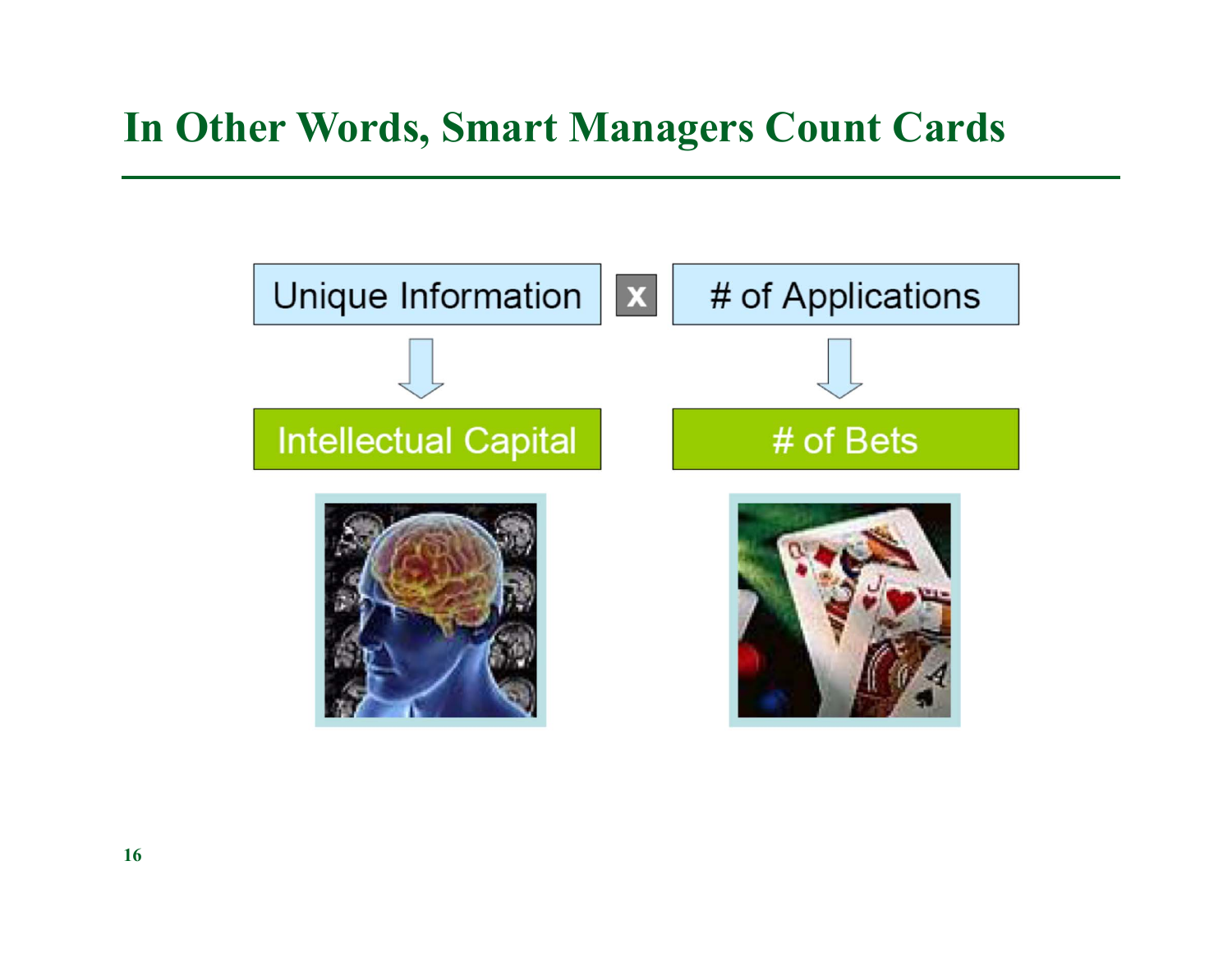# In Other Words, Smart Managers Count Cards

Unique Information x # of Applications

↓ ↓

Intellectual Capital | # of Bets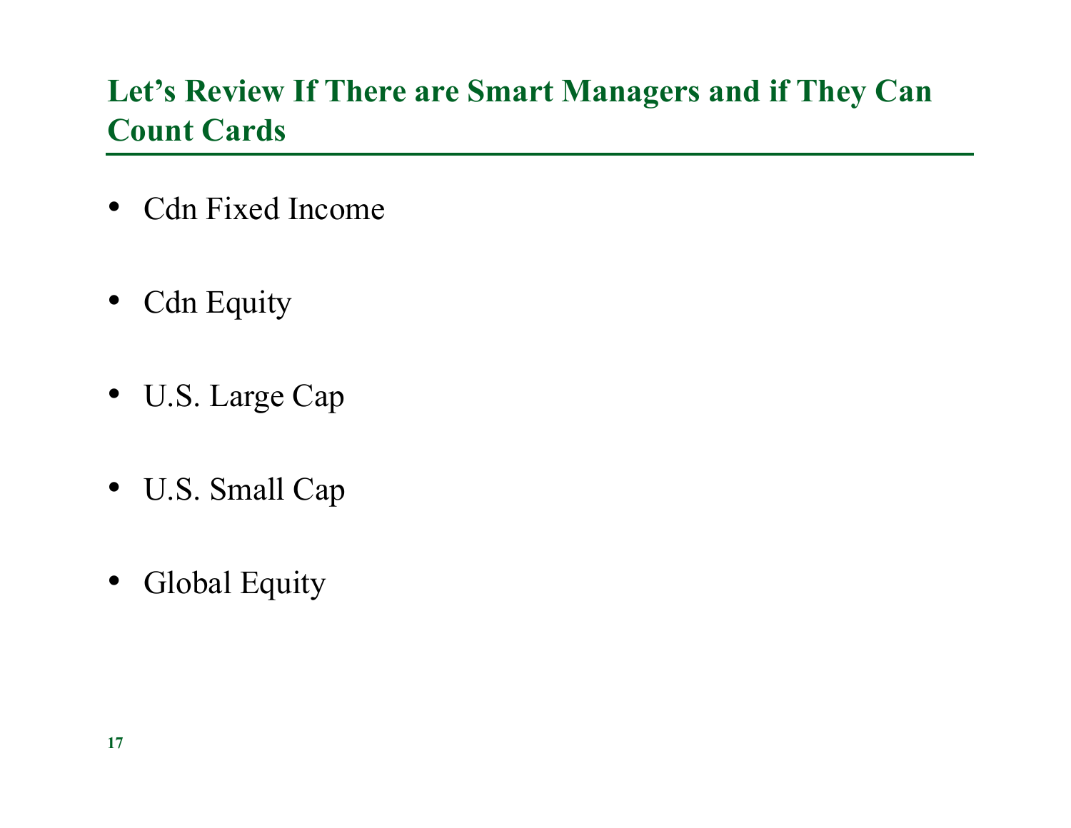## Let's Review If There are Smart Managers and if They Can Count Cards

- Cdn Fixed Income
- Cdn Equity
- U.S. Large Cap
- U.S. Small Cap
- Global Equity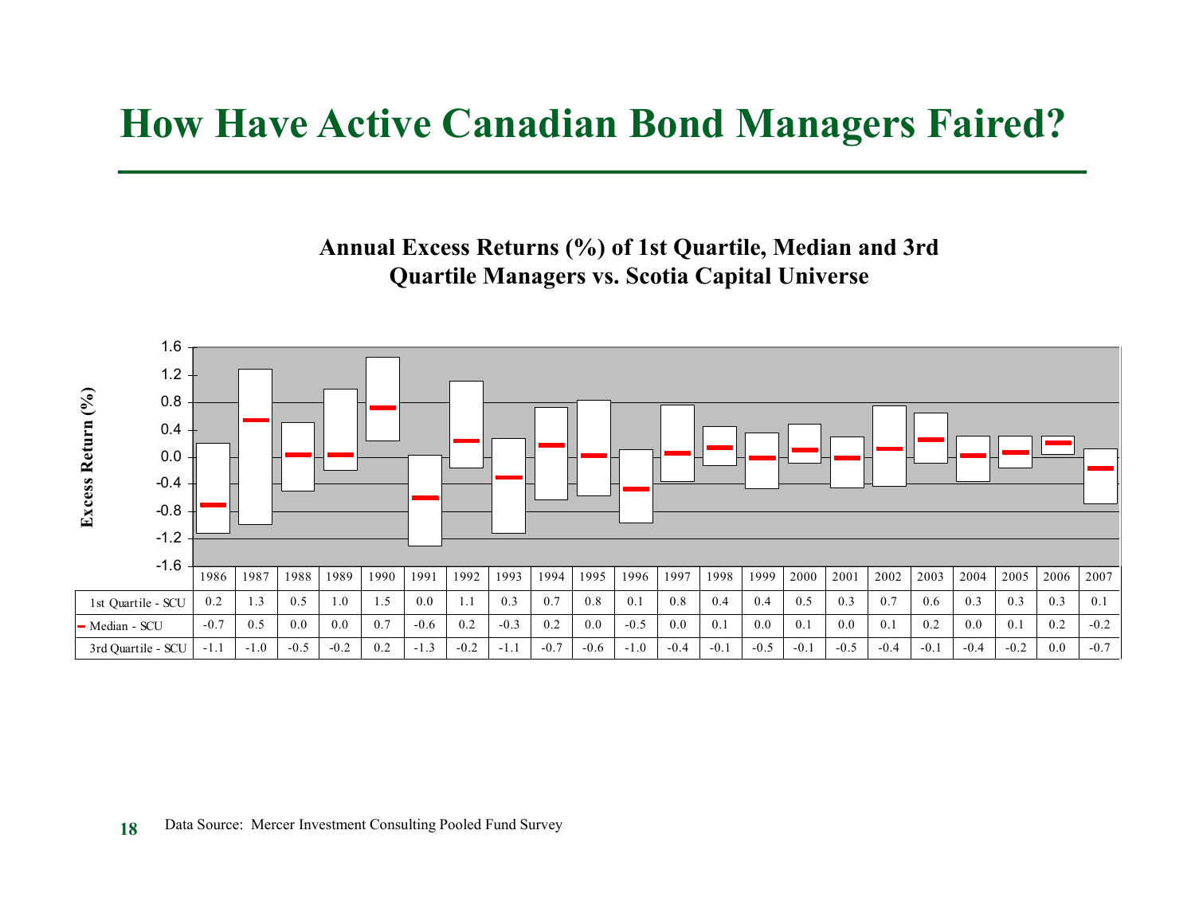# How Have Active Canadian Bond Managers Faired?

**Annual Excess Returns (%) of 1st Quartile, Median and 3rd Quartile Managers vs. Scotia Capital Universe**

| | 1986 | 1987 | 1988 | 1989 | 1990 | 1991 | 1992 | 1993 | 1994 | 1995 | 1996 | 1997 | 1998 | 1999 | 2000 | 2001 | 2002 | 2003 | 2004 | 2005 | 2006 | 2007 |
|---|---|---|---|---|---|---|---|---|---|---|---|---|---|---|---|---|---|---|---|---|---|---|
| 1st Quartile - SCU | 0.2 | 1.3 | 0.5 | 1.0 | 1.5 | 0.0 | 1.1 | 0.3 | 0.7 | 0.8 | 0.1 | 0.8 | 0.4 | 0.4 | 0.5 | 0.3 | 0.7 | 0.6 | 0.3 | 0.3 | 0.3 | 0.1 |
| Median - SCU | -0.7 | 0.5 | 0.0 | 0.0 | 0.7 | -0.6 | 0.2 | -0.3 | 0.2 | 0.0 | -0.5 | 0.0 | 0.1 | 0.0 | 0.1 | 0.0 | 0.1 | 0.2 | 0.0 | 0.1 | 0.2 | -0.2 |
| 3rd Quartile - SCU | -1.1 | -1.0 | -0.5 | -0.2 | 0.2 | -1.3 | -0.2 | -1.1 | -0.7 | -0.6 | -1.0 | -0.4 | -0.1 | -0.5 | -0.1 | -0.5 | -0.4 | -0.1 | -0.4 | -0.2 | 0.0 | -0.7 |

Data Source: Mercer Investment Consulting Pooled Fund Survey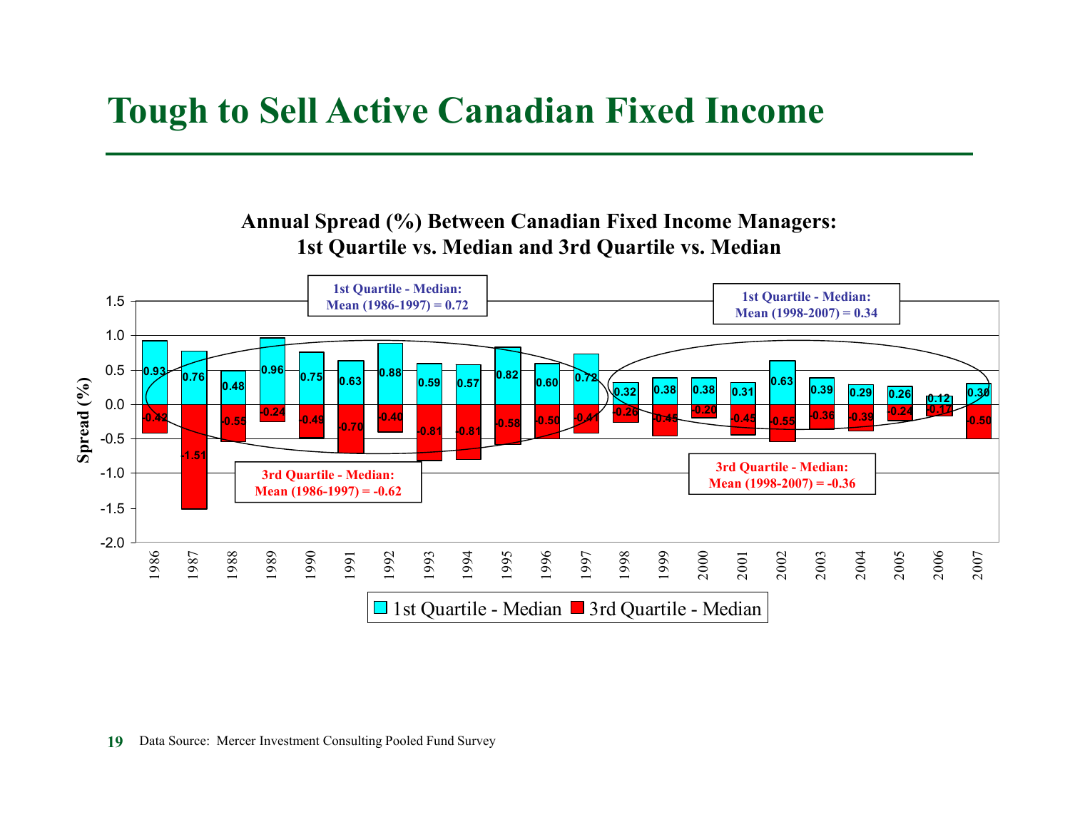# Tough to Sell Active Canadian Fixed Income

**Annual Spread (%) Between Canadian Fixed Income Managers:**
**1st Quartile vs. Median and 3rd Quartile vs. Median**

**1st Quartile - Median: Mean (1986-1997) = 0.72**

**1st Quartile - Median: Mean (1998-2007) = 0.34**

**3rd Quartile - Median: Mean (1986-1997) = -0.62**

**3rd Quartile - Median: Mean (1998-2007) = -0.36**

| Year | 1st Quartile - Median | 3rd Quartile - Median |
|---|---|---|
| 1986 | 0.93 | -0.42 |
| 1987 | 0.76 | -1.51 |
| 1988 | 0.48 | -0.55 |
| 1989 | 0.96 | -0.24 |
| 1990 | 0.75 | -0.49 |
| 1991 | 0.63 | -0.70 |
| 1992 | 0.88 | -0.40 |
| 1993 | 0.59 | -0.81 |
| 1994 | 0.57 | -0.81 |
| 1995 | 0.82 | -0.58 |
| 1996 | 0.60 | -0.50 |
| 1997 | 0.72 | -0.41 |
| 1998 | 0.32 | -0.26 |
| 1999 | 0.38 | -0.45 |
| 2000 | 0.38 | -0.20 |
| 2001 | 0.31 | -0.45 |
| 2002 | 0.63 | -0.55 |
| 2003 | 0.39 | -0.36 |
| 2004 | 0.29 | -0.39 |
| 2005 | 0.26 | -0.24 |
| 2006 | 0.12 | -0.17 |
| 2007 | 0.30 | -0.50 |

Data Source: Mercer Investment Consulting Pooled Fund Survey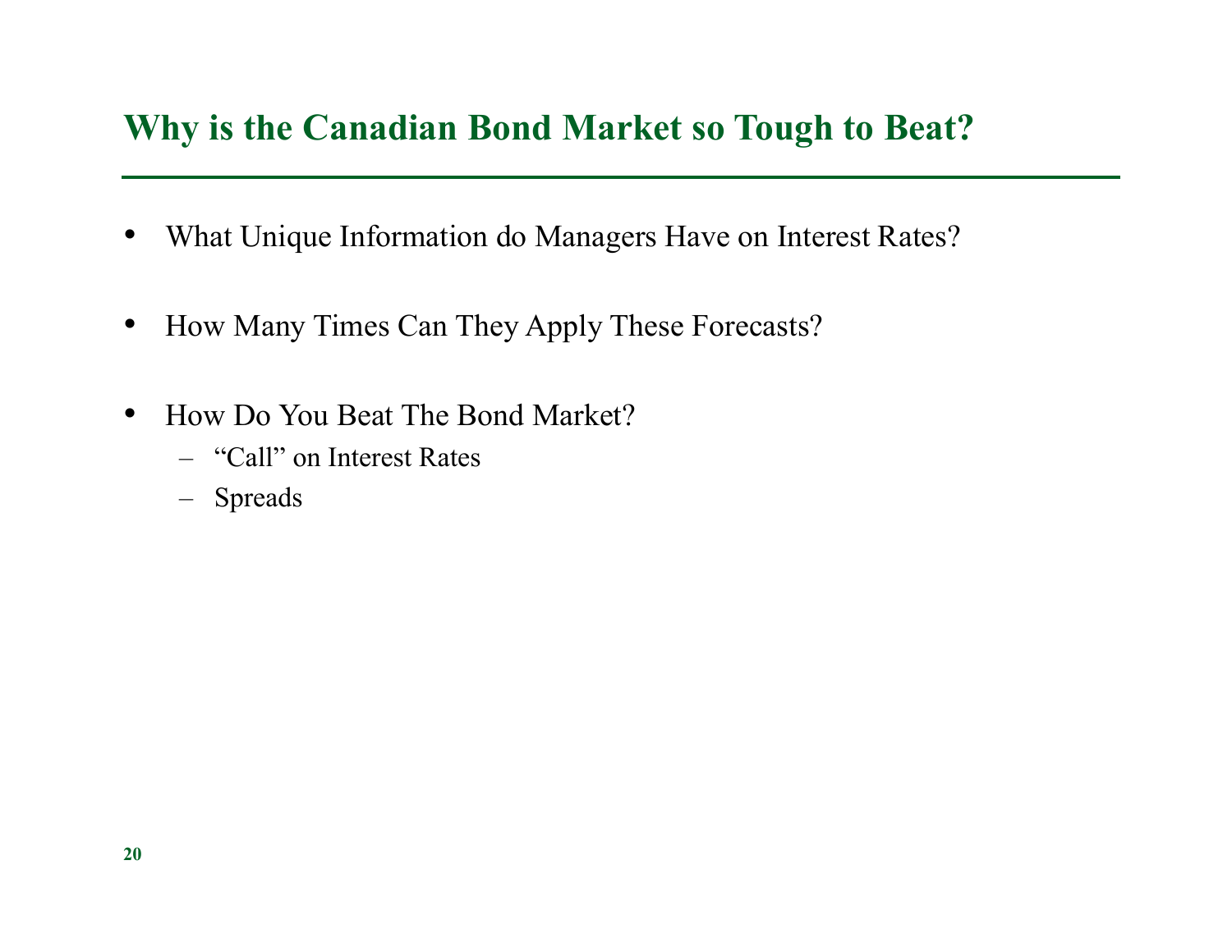# Why is the Canadian Bond Market so Tough to Beat?

- What Unique Information do Managers Have on Interest Rates?
- How Many Times Can They Apply These Forecasts?
- How Do You Beat The Bond Market?
  - "Call" on Interest Rates
  - Spreads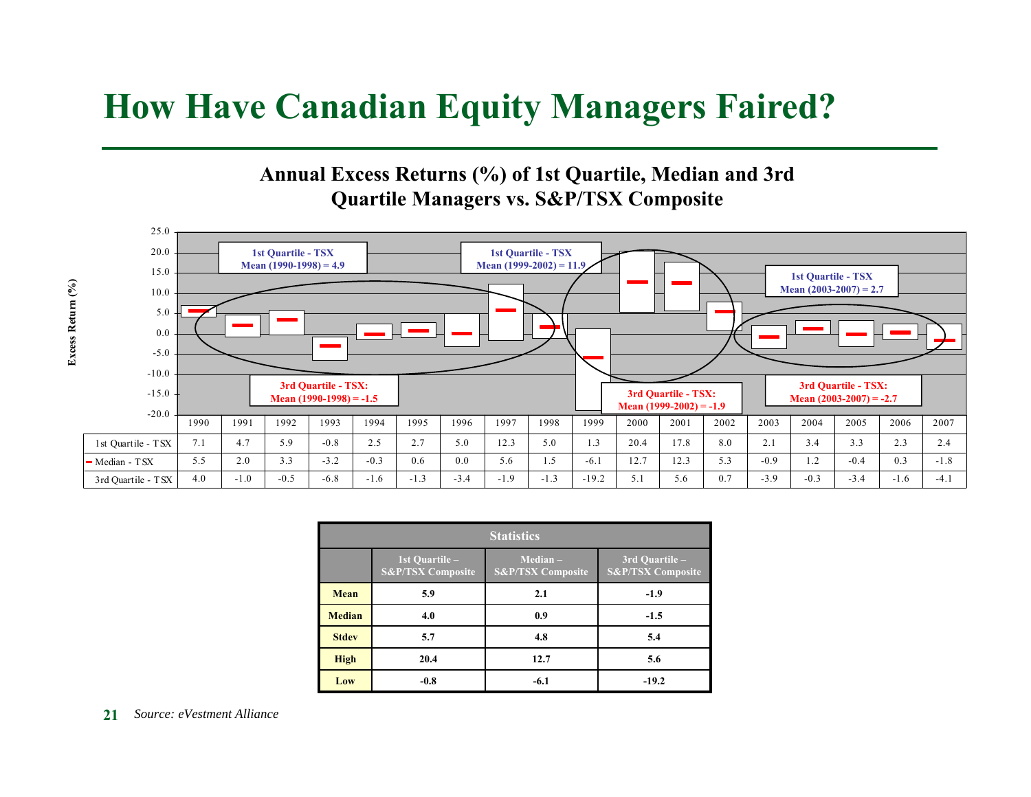# How Have Canadian Equity Managers Faired?

## Annual Excess Returns (%) of 1st Quartile, Median and 3rd Quartile Managers vs. S&P/TSX Composite

Excess Return (%)

1st Quartile - TSX Mean (1990-1998) = 4.9

1st Quartile - TSX Mean (1999-2002) = 11.9

1st Quartile - TSX Mean (2003-2007) = 2.7

3rd Quartile - TSX: Mean (1990-1998) = -1.5

3rd Quartile - TSX: Mean (1999-2002) = -1.9

3rd Quartile - TSX: Mean (2003-2007) = -2.7

| | 1990 | 1991 | 1992 | 1993 | 1994 | 1995 | 1996 | 1997 | 1998 | 1999 | 2000 | 2001 | 2002 | 2003 | 2004 | 2005 | 2006 | 2007 |
|---|---|---|---|---|---|---|---|---|---|---|---|---|---|---|---|---|---|---|
| 1st Quartile - TSX | 7.1 | 4.7 | 5.9 | -0.8 | 2.5 | 2.7 | 5.0 | 12.3 | 5.0 | 1.3 | 20.4 | 17.8 | 8.0 | 2.1 | 3.4 | 3.3 | 2.3 | 2.4 |
| Median - TSX | 5.5 | 2.0 | 3.3 | -3.2 | -0.3 | 0.6 | 0.0 | 5.6 | 1.5 | -6.1 | 12.7 | 12.3 | 5.3 | -0.9 | 1.2 | -0.4 | 0.3 | -1.8 |
| 3rd Quartile - TSX | 4.0 | -1.0 | -0.5 | -6.8 | -1.6 | -1.3 | -3.4 | -1.9 | -1.3 | -19.2 | 5.1 | 5.6 | 0.7 | -3.9 | -0.3 | -3.4 | -1.6 | -4.1 |

| Statistics | 1st Quartile – S&P/TSX Composite | Median – S&P/TSX Composite | 3rd Quartile – S&P/TSX Composite |
|---|---|---|---|
| **Mean** | **5.9** | **2.1** | **-1.9** |
| **Median** | **4.0** | **0.9** | **-1.5** |
| **Stdev** | **5.7** | **4.8** | **5.4** |
| **High** | **20.4** | **12.7** | **5.6** |
| **Low** | **-0.8** | **-6.1** | **-19.2** |

*Source: eVestment Alliance*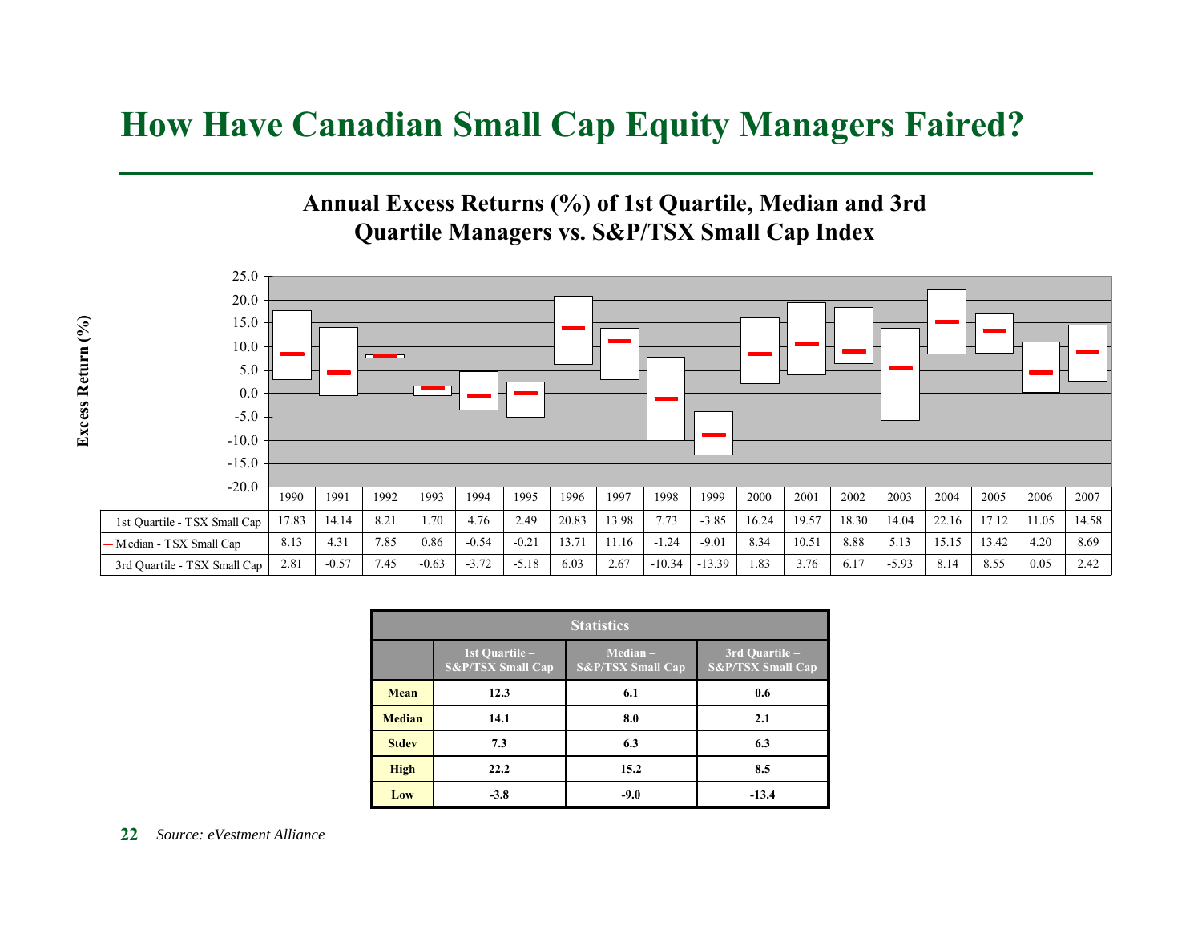# How Have Canadian Small Cap Equity Managers Faired?

## Annual Excess Returns (%) of 1st Quartile, Median and 3rd Quartile Managers vs. S&P/TSX Small Cap Index

| | 1990 | 1991 | 1992 | 1993 | 1994 | 1995 | 1996 | 1997 | 1998 | 1999 | 2000 | 2001 | 2002 | 2003 | 2004 | 2005 | 2006 | 2007 |
|---|---|---|---|---|---|---|---|---|---|---|---|---|---|---|---|---|---|---|
| 1st Quartile - TSX Small Cap | 17.83 | 14.14 | 8.21 | 1.70 | 4.76 | 2.49 | 20.83 | 13.98 | 7.73 | -3.85 | 16.24 | 19.57 | 18.30 | 14.04 | 22.16 | 17.12 | 11.05 | 14.58 |
| Median - TSX Small Cap | 8.13 | 4.31 | 7.85 | 0.86 | -0.54 | -0.21 | 13.71 | 11.16 | -1.24 | -9.01 | 8.34 | 10.51 | 8.88 | 5.13 | 15.15 | 13.42 | 4.20 | 8.69 |
| 3rd Quartile - TSX Small Cap | 2.81 | -0.57 | 7.45 | -0.63 | -3.72 | -5.18 | 6.03 | 2.67 | -10.34 | -13.39 | 1.83 | 3.76 | 6.17 | -5.93 | 8.14 | 8.55 | 0.05 | 2.42 |

| Statistics | 1st Quartile – S&P/TSX Small Cap | Median – S&P/TSX Small Cap | 3rd Quartile – S&P/TSX Small Cap |
|---|---|---|---|
| **Mean** | 12.3 | 6.1 | 0.6 |
| **Median** | 14.1 | 8.0 | 2.1 |
| **Stdev** | 7.3 | 6.3 | 6.3 |
| **High** | 22.2 | 15.2 | 8.5 |
| **Low** | -3.8 | -9.0 | -13.4 |

*Source: eVestment Alliance*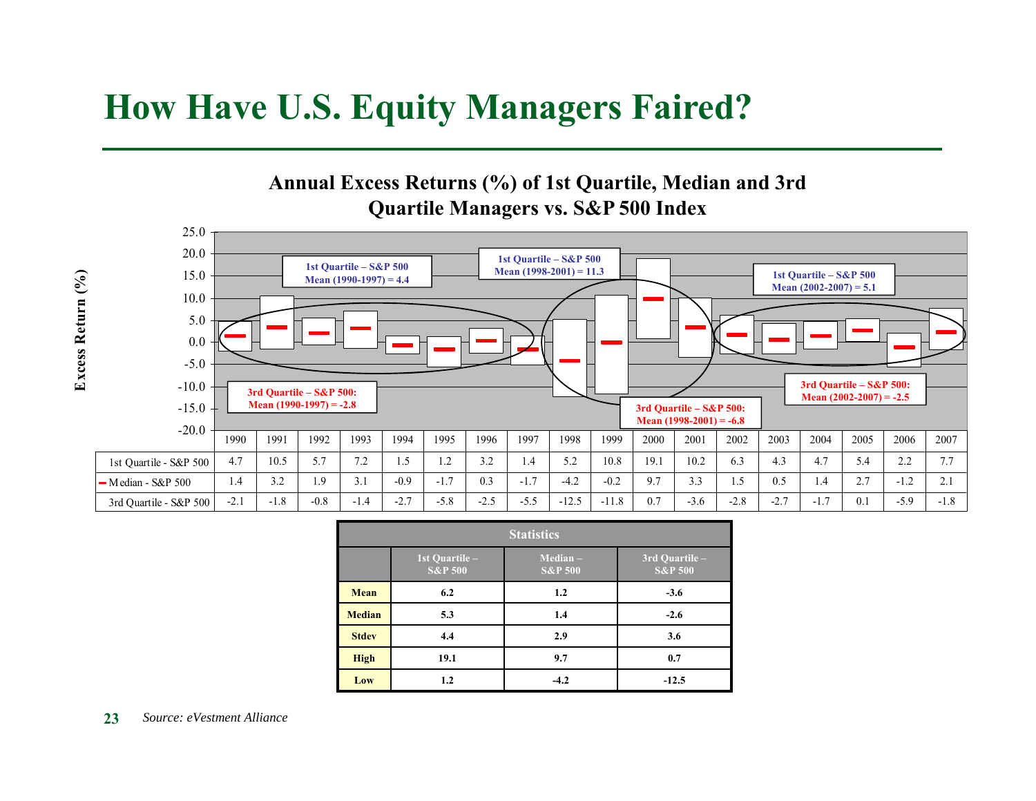# How Have U.S. Equity Managers Faired?

**Annual Excess Returns (%) of 1st Quartile, Median and 3rd Quartile Managers vs. S&P 500 Index**

1st Quartile – S&P 500 Mean (1990-1997) = 4.4

1st Quartile – S&P 500 Mean (1998-2001) = 11.3

1st Quartile – S&P 500 Mean (2002-2007) = 5.1

3rd Quartile – S&P 500: Mean (1990-1997) = -2.8

3rd Quartile – S&P 500: Mean (1998-2001) = -6.8

3rd Quartile – S&P 500: Mean (2002-2007) = -2.5

| | 1990 | 1991 | 1992 | 1993 | 1994 | 1995 | 1996 | 1997 | 1998 | 1999 | 2000 | 2001 | 2002 | 2003 | 2004 | 2005 | 2006 | 2007 |
|---|---|---|---|---|---|---|---|---|---|---|---|---|---|---|---|---|---|---|
| 1st Quartile - S&P 500 | 4.7 | 10.5 | 5.7 | 7.2 | 1.5 | 1.2 | 3.2 | 1.4 | 5.2 | 10.8 | 19.1 | 10.2 | 6.3 | 4.3 | 4.7 | 5.4 | 2.2 | 7.7 |
| Median - S&P 500 | 1.4 | 3.2 | 1.9 | 3.1 | -0.9 | -1.7 | 0.3 | -1.7 | -4.2 | -0.2 | 9.7 | 3.3 | 1.5 | 0.5 | 1.4 | 2.7 | -1.2 | 2.1 |
| 3rd Quartile - S&P 500 | -2.1 | -1.8 | -0.8 | -1.4 | -2.7 | -5.8 | -2.5 | -5.5 | -12.5 | -11.8 | 0.7 | -3.6 | -2.8 | -2.7 | -1.7 | 0.1 | -5.9 | -1.8 |

| Statistics | 1st Quartile – S&P 500 | Median – S&P 500 | 3rd Quartile – S&P 500 |
|---|---|---|---|
| **Mean** | 6.2 | 1.2 | -3.6 |
| **Median** | 5.3 | 1.4 | -2.6 |
| **Stdev** | 4.4 | 2.9 | 3.6 |
| **High** | 19.1 | 9.7 | 0.7 |
| **Low** | 1.2 | -4.2 | -12.5 |

*Source: eVestment Alliance*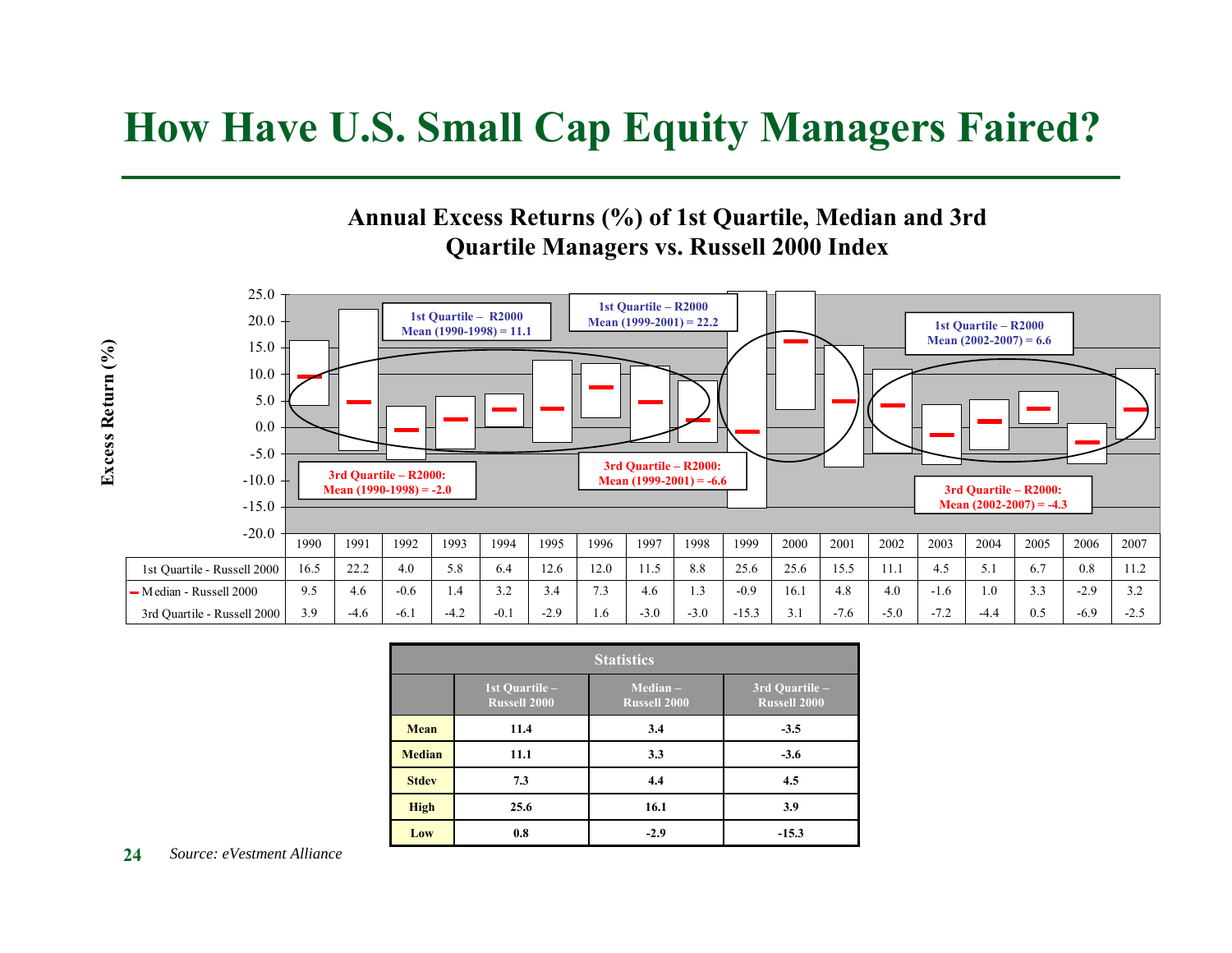# How Have U.S. Small Cap Equity Managers Faired?

## Annual Excess Returns (%) of 1st Quartile, Median and 3rd Quartile Managers vs. Russell 2000 Index

1st Quartile – R2000 Mean (1990-1998) = 11.1

1st Quartile – R2000 Mean (1999-2001) = 22.2

1st Quartile – R2000 Mean (2002-2007) = 6.6

3rd Quartile – R2000: Mean (1990-1998) = -2.0

3rd Quartile – R2000: Mean (1999-2001) = -6.6

3rd Quartile – R2000: Mean (2002-2007) = -4.3

| | 1990 | 1991 | 1992 | 1993 | 1994 | 1995 | 1996 | 1997 | 1998 | 1999 | 2000 | 2001 | 2002 | 2003 | 2004 | 2005 | 2006 | 2007 |
|---|---|---|---|---|---|---|---|---|---|---|---|---|---|---|---|---|---|---|
| 1st Quartile - Russell 2000 | 16.5 | 22.2 | 4.0 | 5.8 | 6.4 | 12.6 | 12.0 | 11.5 | 8.8 | 25.6 | 25.6 | 15.5 | 11.1 | 4.5 | 5.1 | 6.7 | 0.8 | 11.2 |
| Median - Russell 2000 | 9.5 | 4.6 | -0.6 | 1.4 | 3.2 | 3.4 | 7.3 | 4.6 | 1.3 | -0.9 | 16.1 | 4.8 | 4.0 | -1.6 | 1.0 | 3.3 | -2.9 | 3.2 |
| 3rd Quartile - Russell 2000 | 3.9 | -4.6 | -6.1 | -4.2 | -0.1 | -2.9 | 1.6 | -3.0 | -3.0 | -15.3 | 3.1 | -7.6 | -5.0 | -7.2 | -4.4 | 0.5 | -6.9 | -2.5 |

**Statistics**

| | 1st Quartile – Russell 2000 | Median – Russell 2000 | 3rd Quartile – Russell 2000 |
|---|---|---|---|
| **Mean** | 11.4 | 3.4 | -3.5 |
| **Median** | 11.1 | 3.3 | -3.6 |
| **Stdev** | 7.3 | 4.4 | 4.5 |
| **High** | 25.6 | 16.1 | 3.9 |
| **Low** | 0.8 | -2.9 | -15.3 |

*Source: eVestment Alliance*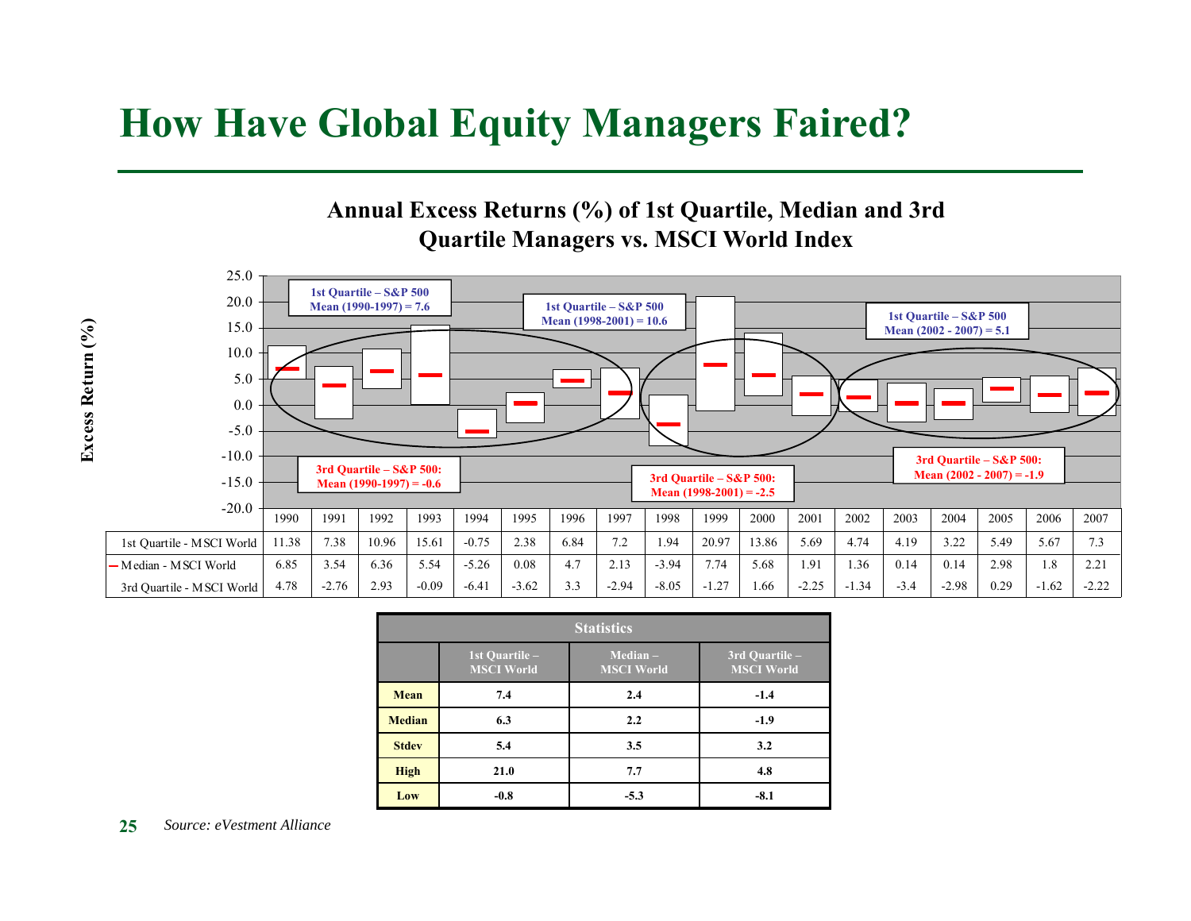# How Have Global Equity Managers Faired?

## Annual Excess Returns (%) of 1st Quartile, Median and 3rd Quartile Managers vs. MSCI World Index

1st Quartile – S&P 500 Mean (1990-1997) = 7.6

3rd Quartile – S&P 500: Mean (1990-1997) = -0.6

1st Quartile – S&P 500 Mean (1998-2001) = 10.6

3rd Quartile – S&P 500: Mean (1998-2001) = -2.5

1st Quartile – S&P 500 Mean (2002 - 2007) = 5.1

3rd Quartile – S&P 500: Mean (2002 - 2007) = -1.9

| | 1990 | 1991 | 1992 | 1993 | 1994 | 1995 | 1996 | 1997 | 1998 | 1999 | 2000 | 2001 | 2002 | 2003 | 2004 | 2005 | 2006 | 2007 |
|---|---|---|---|---|---|---|---|---|---|---|---|---|---|---|---|---|---|---|
| 1st Quartile - MSCI World | 11.38 | 7.38 | 10.96 | 15.61 | -0.75 | 2.38 | 6.84 | 7.2 | 1.94 | 20.97 | 13.86 | 5.69 | 4.74 | 4.19 | 3.22 | 5.49 | 5.67 | 7.3 |
| Median - MSCI World | 6.85 | 3.54 | 6.36 | 5.54 | -5.26 | 0.08 | 4.7 | 2.13 | -3.94 | 7.74 | 5.68 | 1.91 | 1.36 | 0.14 | 0.14 | 2.98 | 1.8 | 2.21 |
| 3rd Quartile - MSCI World | 4.78 | -2.76 | 2.93 | -0.09 | -6.41 | -3.62 | 3.3 | -2.94 | -8.05 | -1.27 | 1.66 | -2.25 | -1.34 | -3.4 | -2.98 | 0.29 | -1.62 | -2.22 |

| Statistics | 1st Quartile – MSCI World | Median – MSCI World | 3rd Quartile – MSCI World |
|---|---|---|---|
| **Mean** | **7.4** | **2.4** | **-1.4** |
| **Median** | **6.3** | **2.2** | **-1.9** |
| **Stdev** | **5.4** | **3.5** | **3.2** |
| **High** | **21.0** | **7.7** | **4.8** |
| **Low** | **-0.8** | **-5.3** | **-8.1** |

*Source: eVestment Alliance*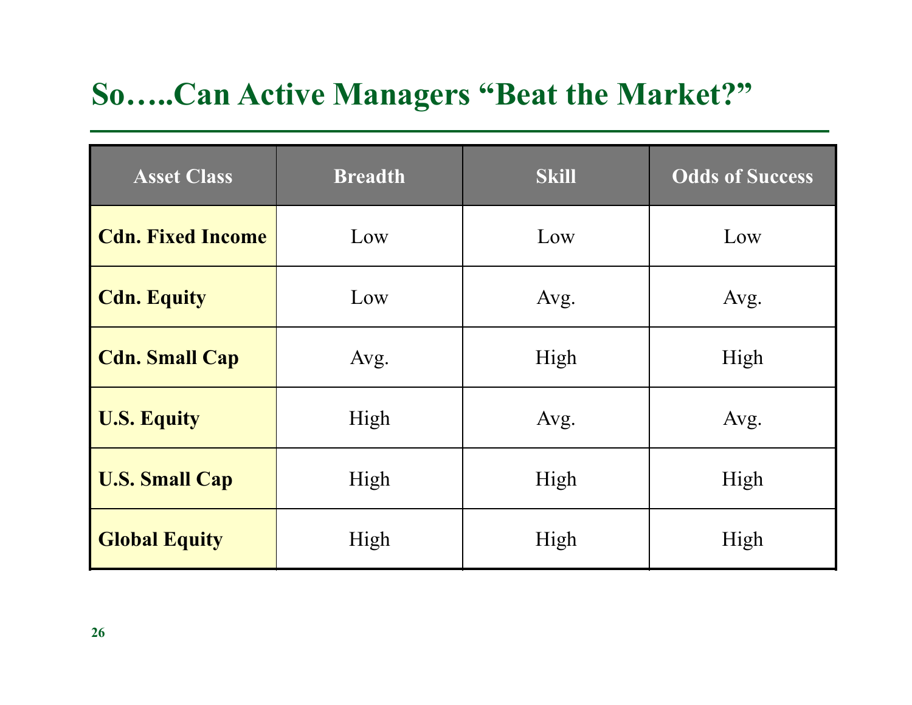# So…..Can Active Managers "Beat the Market?"

| Asset Class | Breadth | Skill | Odds of Success |
|---|---|---|---|
| **Cdn. Fixed Income** | Low | Low | Low |
| **Cdn. Equity** | Low | Avg. | Avg. |
| **Cdn. Small Cap** | Avg. | High | High |
| **U.S. Equity** | High | Avg. | Avg. |
| **U.S. Small Cap** | High | High | High |
| **Global Equity** | High | High | High |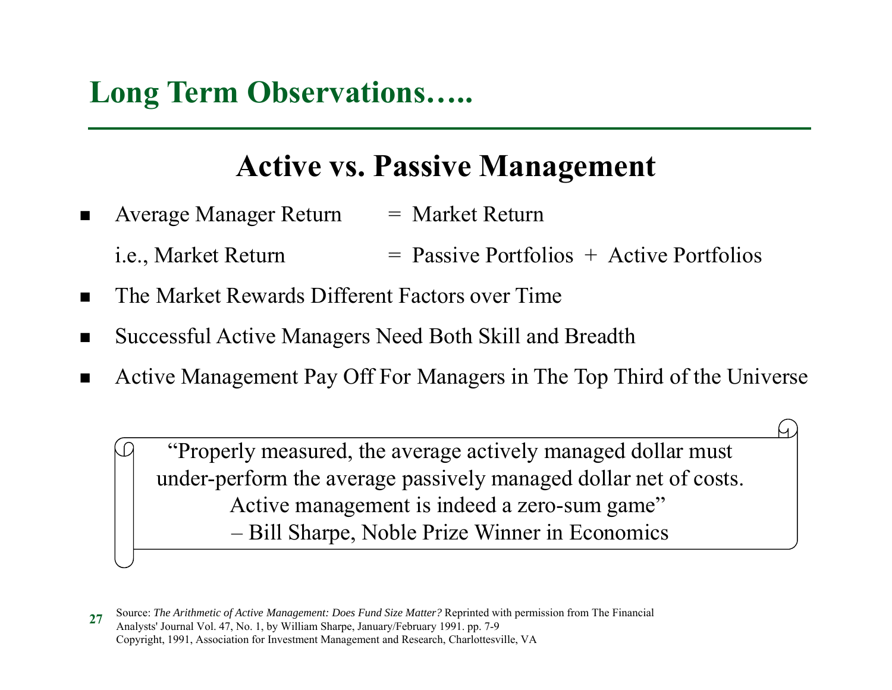# Long Term Observations…..

## Active vs. Passive Management

- Average Manager Return = Market Return

  i.e., Market Return = Passive Portfolios + Active Portfolios

- The Market Rewards Different Factors over Time
- Successful Active Managers Need Both Skill and Breadth
- Active Management Pay Off For Managers in The Top Third of the Universe

> "Properly measured, the average actively managed dollar must under-perform the average passively managed dollar net of costs. Active management is indeed a zero-sum game"
> – Bill Sharpe, Noble Prize Winner in Economics

Source: *The Arithmetic of Active Management: Does Fund Size Matter?* Reprinted with permission from The Financial Analysts' Journal Vol. 47, No. 1, by William Sharpe, January/February 1991. pp. 7-9
Copyright, 1991, Association for Investment Management and Research, Charlottesville, VA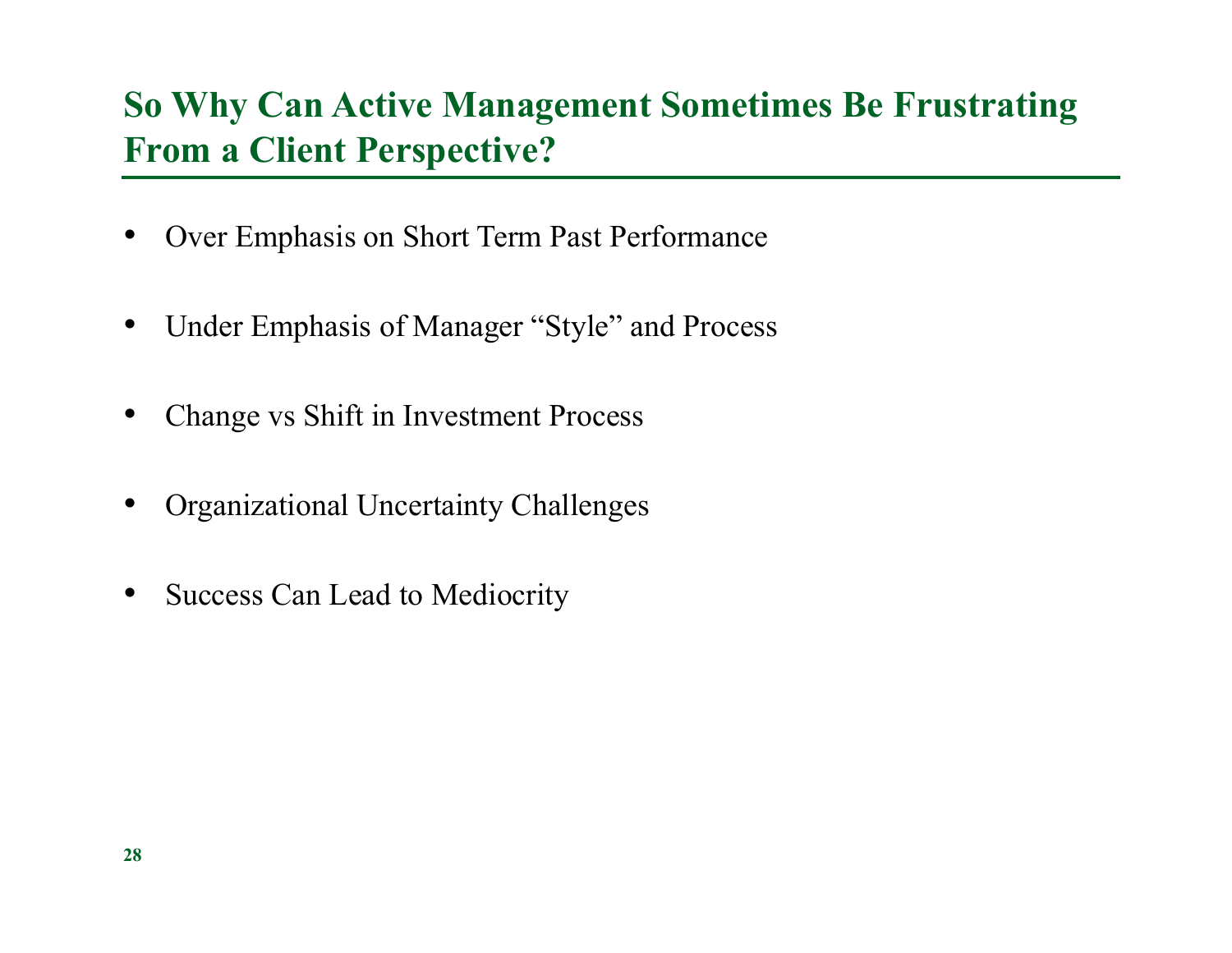# So Why Can Active Management Sometimes Be Frustrating From a Client Perspective?

- Over Emphasis on Short Term Past Performance
- Under Emphasis of Manager "Style" and Process
- Change vs Shift in Investment Process
- Organizational Uncertainty Challenges
- Success Can Lead to Mediocrity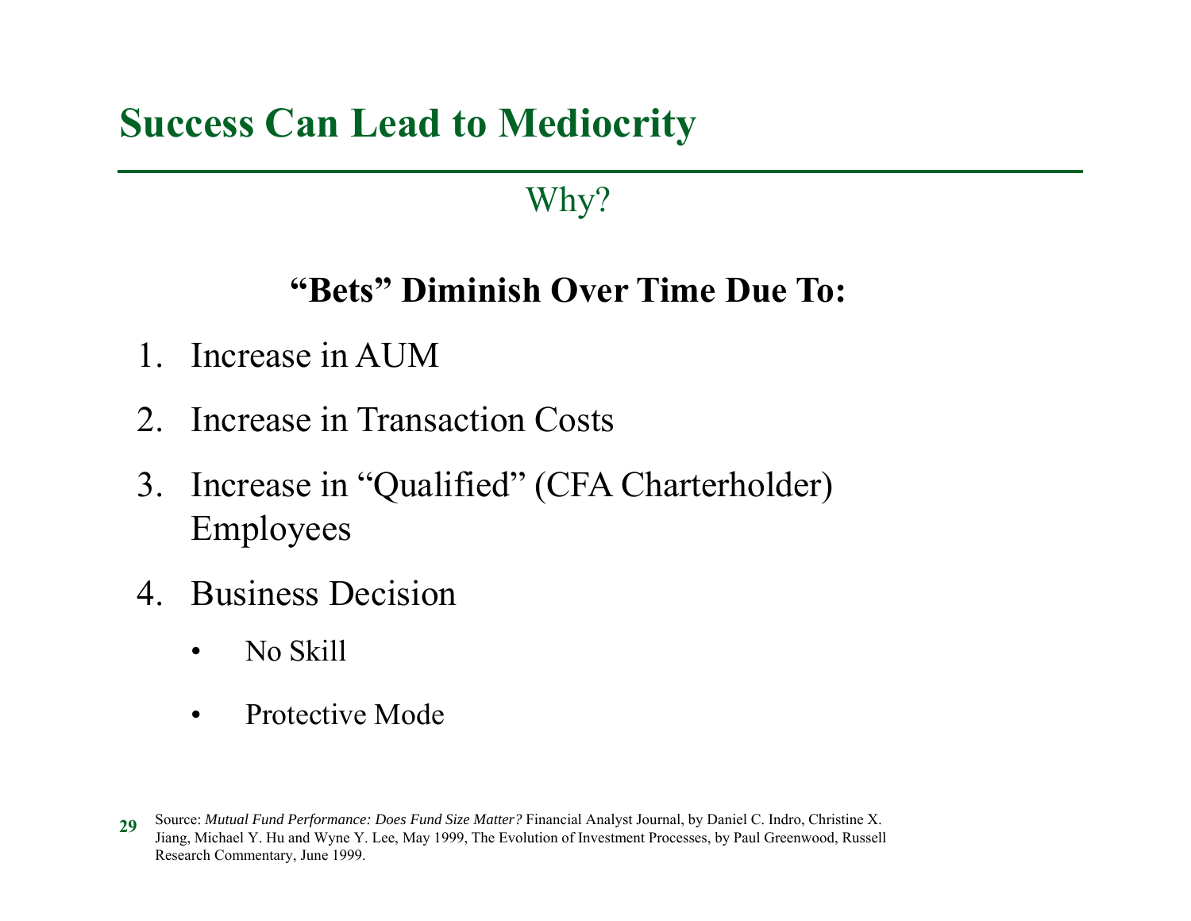# Success Can Lead to Mediocrity

## Why?

**"Bets" Diminish Over Time Due To:**

1. Increase in AUM
2. Increase in Transaction Costs
3. Increase in "Qualified" (CFA Charterholder) Employees
4. Business Decision
   - No Skill
   - Protective Mode

Source: *Mutual Fund Performance: Does Fund Size Matter?* Financial Analyst Journal, by Daniel C. Indro, Christine X. Jiang, Michael Y. Hu and Wyne Y. Lee, May 1999, The Evolution of Investment Processes, by Paul Greenwood, Russell Research Commentary, June 1999.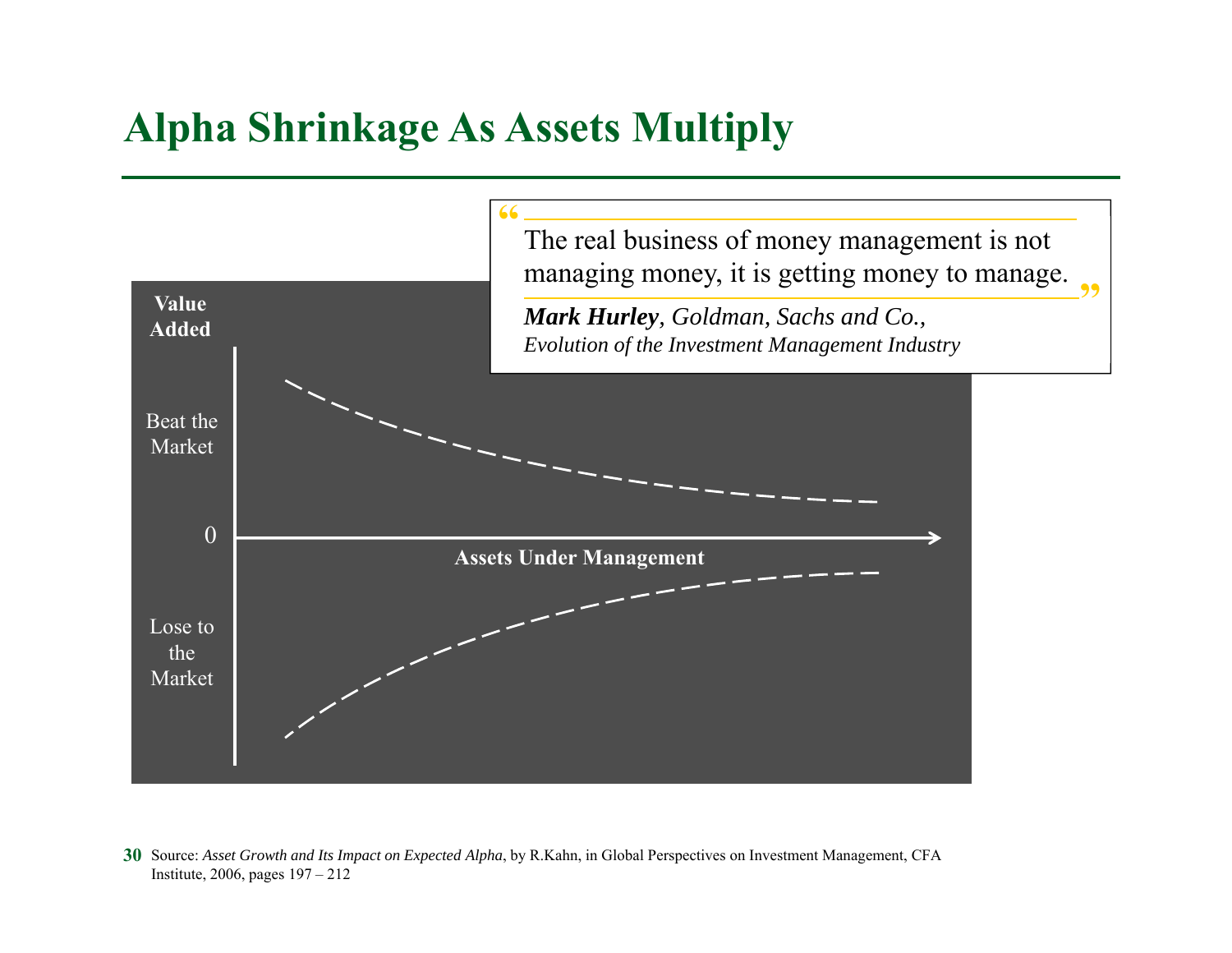# Alpha Shrinkage As Assets Multiply

> The real business of money management is not managing money, it is getting money to manage.
>
> ***Mark Hurley**, Goldman, Sachs and Co.,*
> *Evolution of the Investment Management Industry*

**Value Added**

Beat the Market

0

**Assets Under Management**

Lose to the Market

Source: *Asset Growth and Its Impact on Expected Alpha*, by R.Kahn, in Global Perspectives on Investment Management, CFA Institute, 2006, pages 197 – 212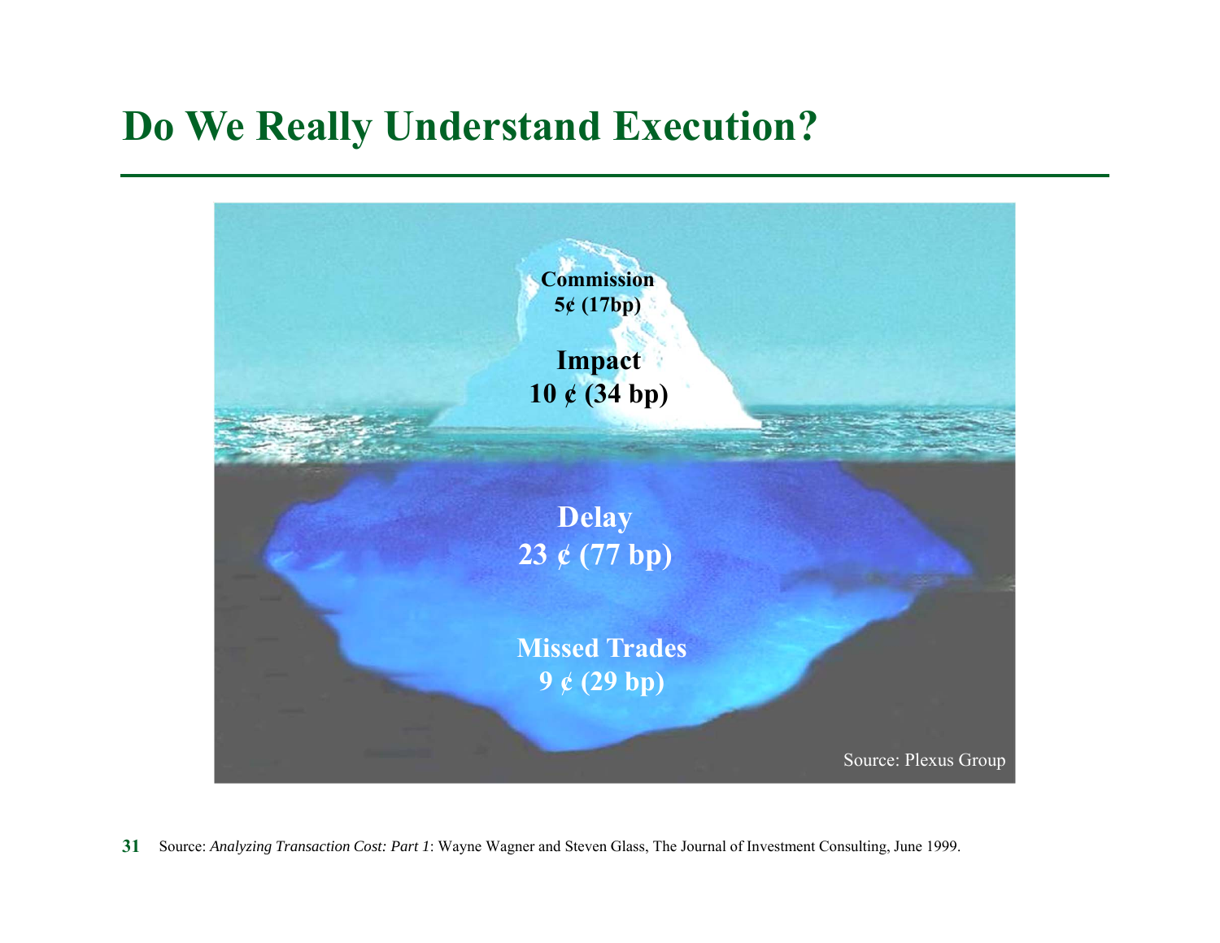# Do We Really Understand Execution?

**Commission**
**5¢ (17bp)**

**Impact**
**10 ¢ (34 bp)**

**Delay**
**23 ¢ (77 bp)**

**Missed Trades**
**9 ¢ (29 bp)**

Source: Plexus Group

Source: *Analyzing Transaction Cost: Part 1*: Wayne Wagner and Steven Glass, The Journal of Investment Consulting, June 1999.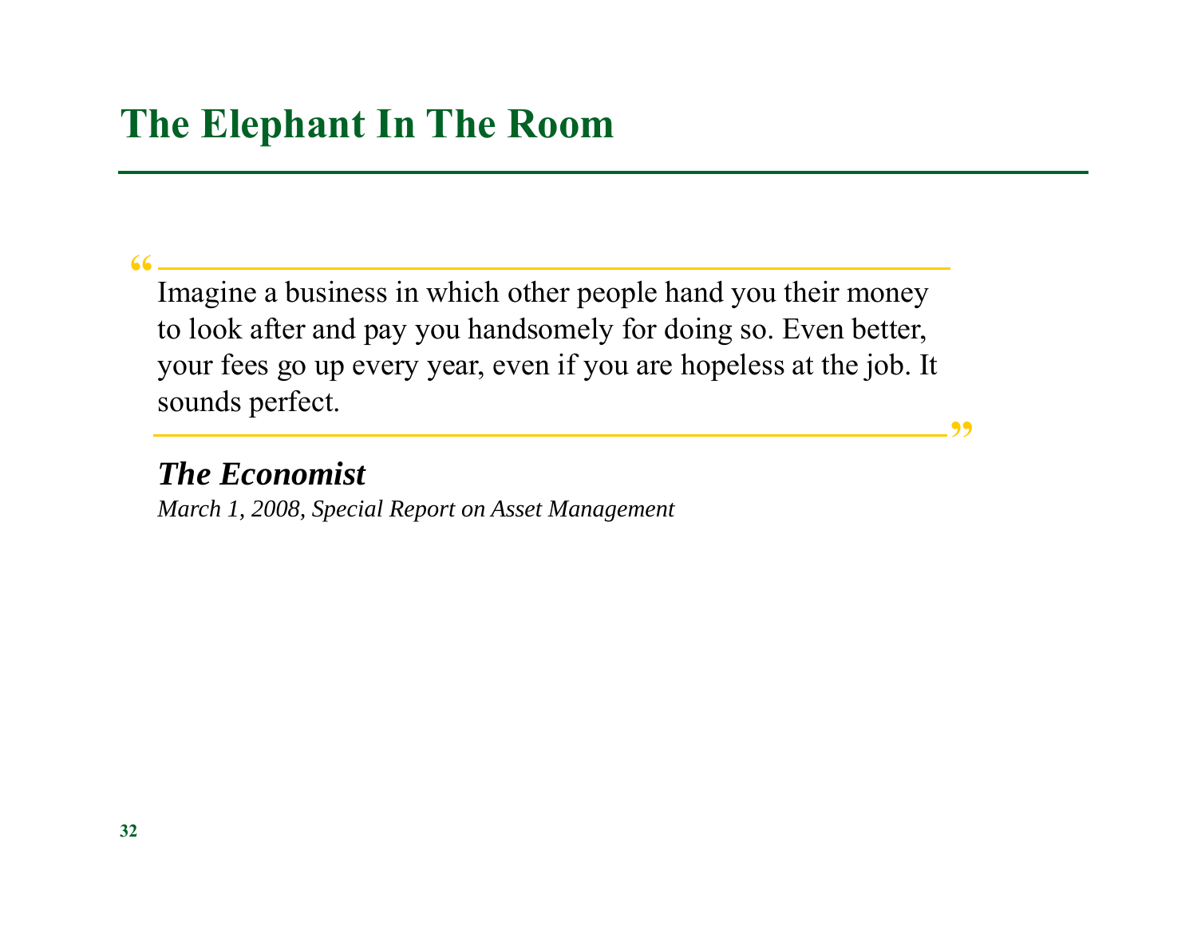# The Elephant In The Room

> "Imagine a business in which other people hand you their money to look after and pay you handsomely for doing so. Even better, your fees go up every year, even if you are hopeless at the job. It sounds perfect."

***The Economist***

*March 1, 2008, Special Report on Asset Management*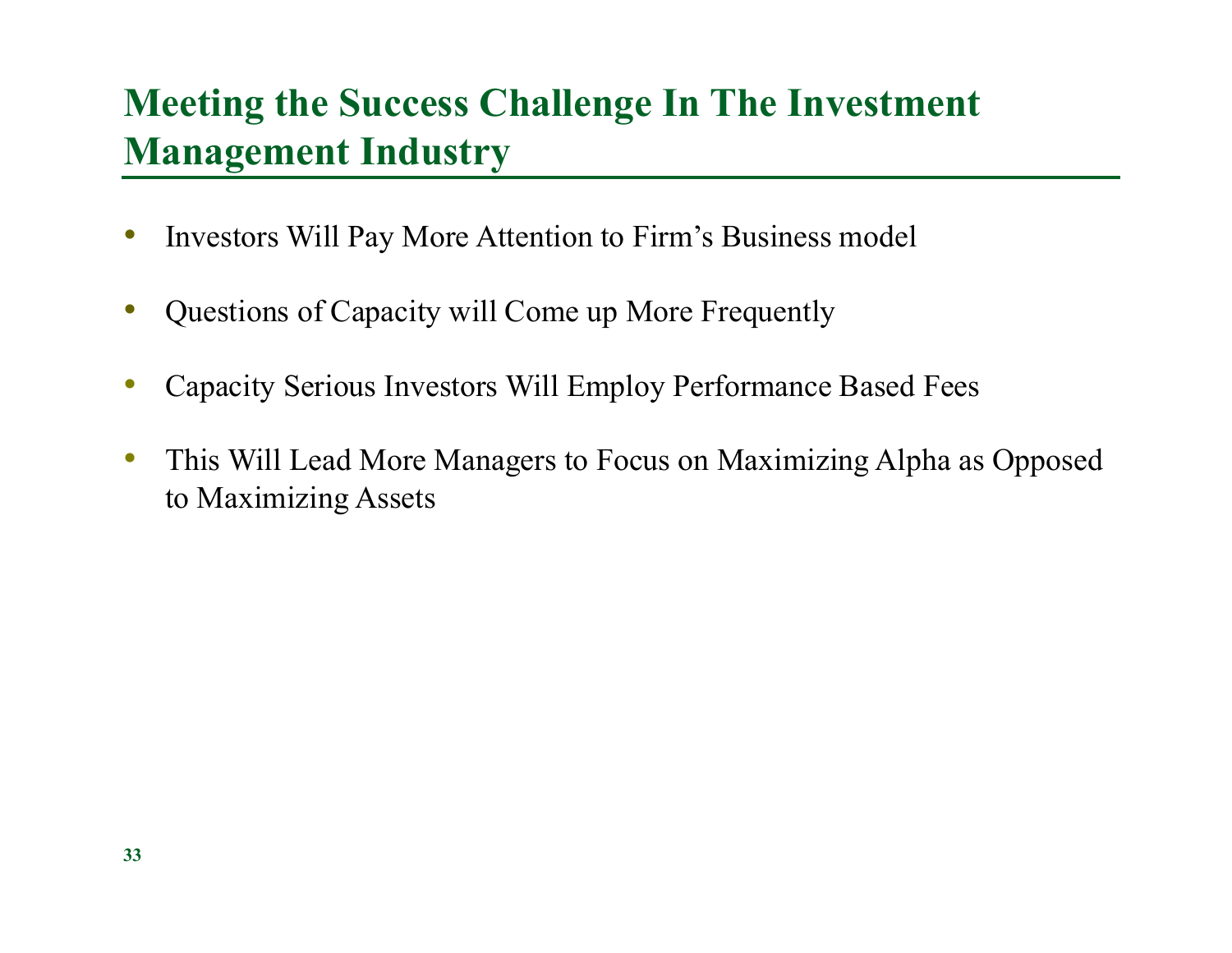# Meeting the Success Challenge In The Investment Management Industry

- Investors Will Pay More Attention to Firm's Business model
- Questions of Capacity will Come up More Frequently
- Capacity Serious Investors Will Employ Performance Based Fees
- This Will Lead More Managers to Focus on Maximizing Alpha as Opposed to Maximizing Assets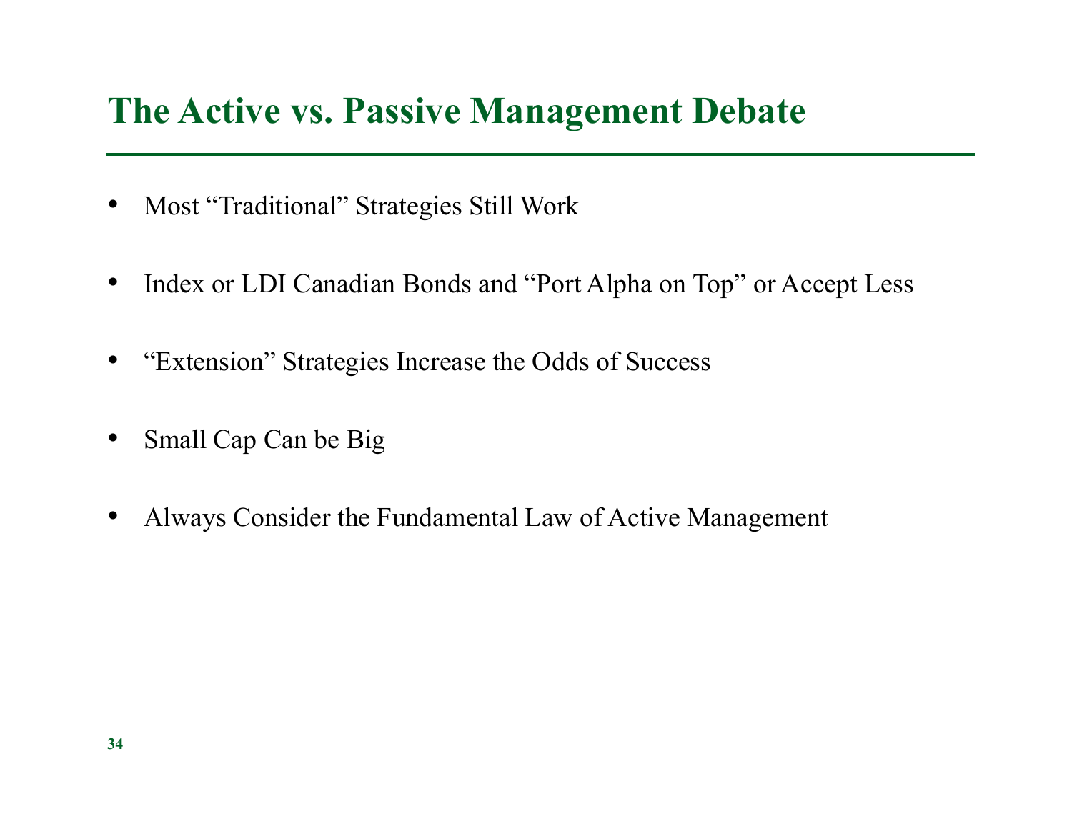# The Active vs. Passive Management Debate

- Most "Traditional" Strategies Still Work
- Index or LDI Canadian Bonds and "Port Alpha on Top" or Accept Less
- "Extension" Strategies Increase the Odds of Success
- Small Cap Can be Big
- Always Consider the Fundamental Law of Active Management